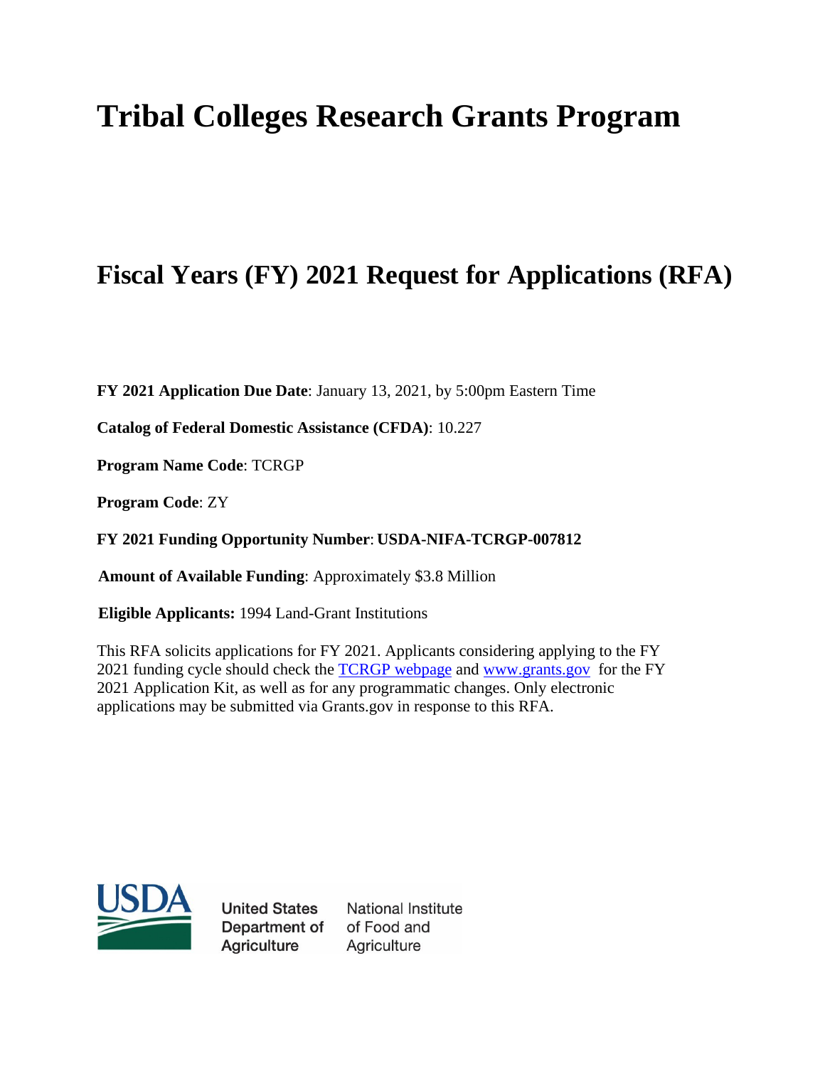# Tribal Colleges Research Grants Program

## Fiscal Years (FY) 2021 Request for Applications (RFA)

**FY 2021 Application Due Date**: January 13, 2021, by 5:00pm Eastern Time

**Catalog of Federal Domestic Assistance (CFDA)**: 10.227

**Program Name Code**: TCRGP

**Program Code**: ZY

**FY 2021 Funding Opportunity Number**: **USDA-NIFA-TCRGP-007812**

**Amount of Available Funding**: Approximately $3.8 Million

**Eligible Applicants:** 1994 Land-Grant Institutions

This RFA solicits applications for FY 2021. Applicants considering applying to the FY 2021 funding cycle should check the TCRGP webpage and www.grants.gov for the FY 2021 Application Kit, as well as for any programmatic changes. Only electronic applications may be submitted via Grants.gov in response to this RFA.

USDA

United States Department of Agriculture

National Institute of Food and Agriculture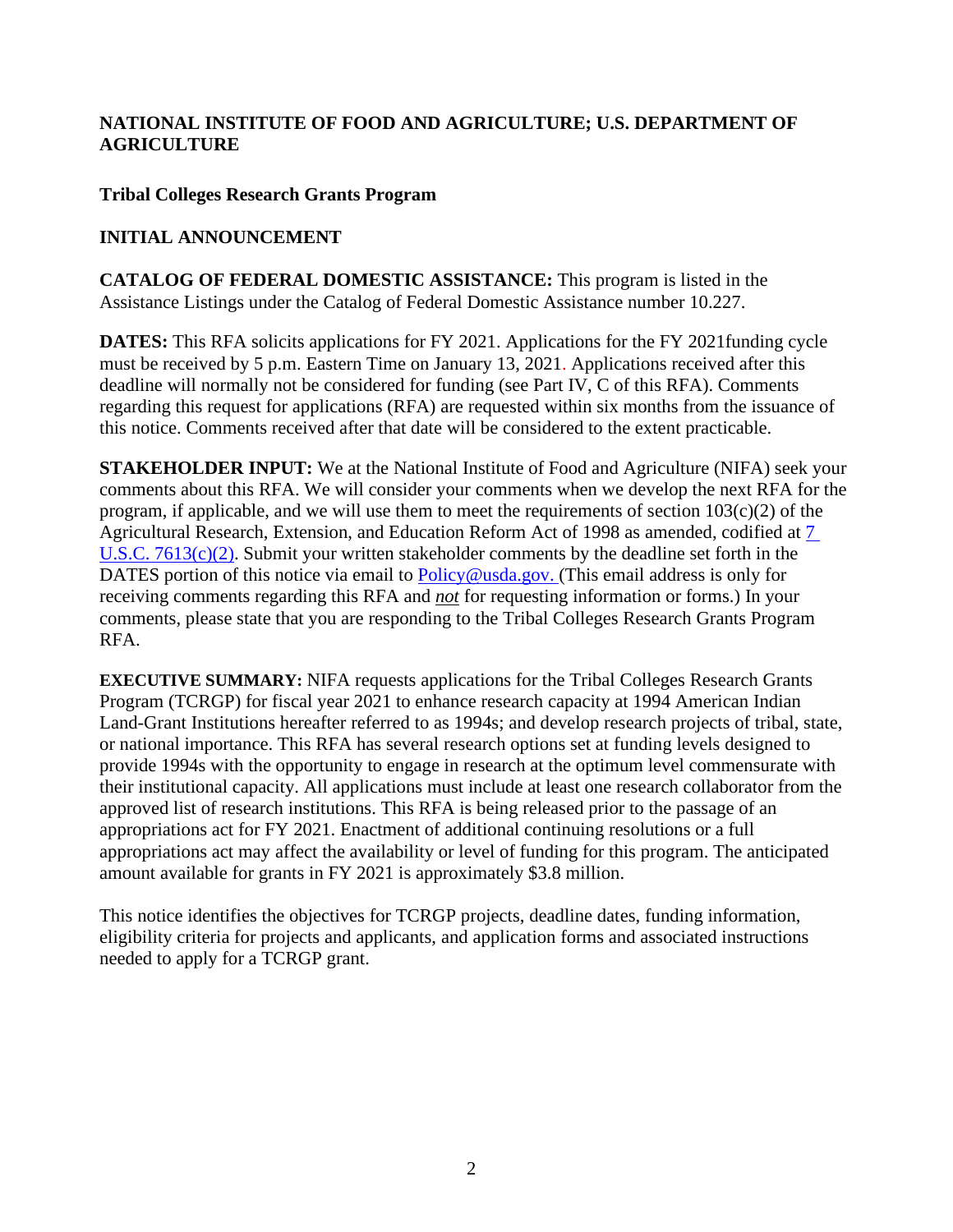**NATIONAL INSTITUTE OF FOOD AND AGRICULTURE; U.S. DEPARTMENT OF AGRICULTURE**

**Tribal Colleges Research Grants Program**

**INITIAL ANNOUNCEMENT**

**CATALOG OF FEDERAL DOMESTIC ASSISTANCE:** This program is listed in the Assistance Listings under the Catalog of Federal Domestic Assistance number 10.227.

**DATES:** This RFA solicits applications for FY 2021. Applications for the FY 2021funding cycle must be received by 5 p.m. Eastern Time on January 13, 2021. Applications received after this deadline will normally not be considered for funding (see Part IV, C of this RFA). Comments regarding this request for applications (RFA) are requested within six months from the issuance of this notice. Comments received after that date will be considered to the extent practicable.

**STAKEHOLDER INPUT:** We at the National Institute of Food and Agriculture (NIFA) seek your comments about this RFA. We will consider your comments when we develop the next RFA for the program, if applicable, and we will use them to meet the requirements of section 103(c)(2) of the Agricultural Research, Extension, and Education Reform Act of 1998 as amended, codified at 7 U.S.C. 7613(c)(2). Submit your written stakeholder comments by the deadline set forth in the DATES portion of this notice via email to Policy@usda.gov. (This email address is only for receiving comments regarding this RFA and ***not*** for requesting information or forms.) In your comments, please state that you are responding to the Tribal Colleges Research Grants Program RFA.

**EXECUTIVE SUMMARY:** NIFA requests applications for the Tribal Colleges Research Grants Program (TCRGP) for fiscal year 2021 to enhance research capacity at 1994 American Indian Land-Grant Institutions hereafter referred to as 1994s; and develop research projects of tribal, state, or national importance. This RFA has several research options set at funding levels designed to provide 1994s with the opportunity to engage in research at the optimum level commensurate with their institutional capacity. All applications must include at least one research collaborator from the approved list of research institutions. This RFA is being released prior to the passage of an appropriations act for FY 2021. Enactment of additional continuing resolutions or a full appropriations act may affect the availability or level of funding for this program. The anticipated amount available for grants in FY 2021 is approximately $3.8 million.

This notice identifies the objectives for TCRGP projects, deadline dates, funding information, eligibility criteria for projects and applicants, and application forms and associated instructions needed to apply for a TCRGP grant.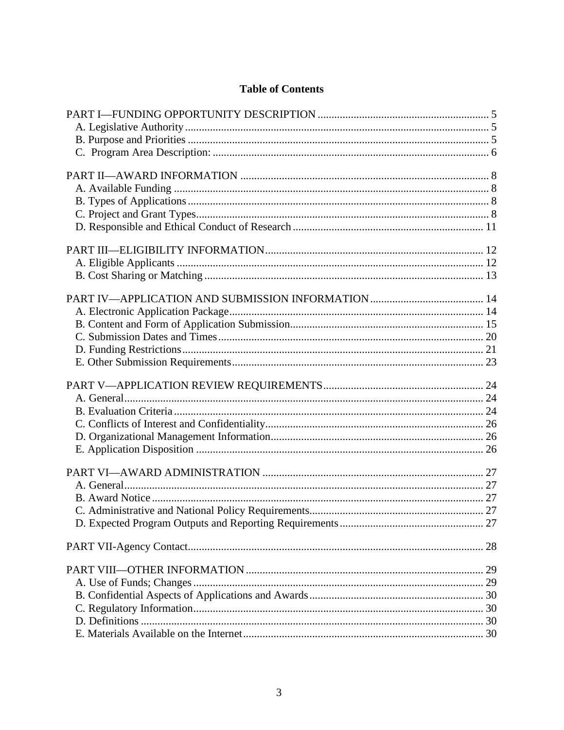## Table of Contents

PART I—FUNDING OPPORTUNITY DESCRIPTION ............................................................. 5
- A. Legislative Authority ............................................................................................... 5
- B. Purpose and Priorities ............................................................................................. 5
- C. Program Area Description: .................................................................................... 6

PART II—AWARD INFORMATION ......................................................................................... 8
- A. Available Funding .................................................................................................. 8
- B. Types of Applications ............................................................................................. 8
- C. Project and Grant Types.......................................................................................... 8
- D. Responsible and Ethical Conduct of Research ..................................................... 11

PART III—ELIGIBILITY INFORMATION.............................................................................. 12
- A. Eligible Applicants ............................................................................................... 12
- B. Cost Sharing or Matching ..................................................................................... 13

PART IV—APPLICATION AND SUBMISSION INFORMATION......................................... 14
- A. Electronic Application Package............................................................................ 14
- B. Content and Form of Application Submission...................................................... 15
- C. Submission Dates and Times ................................................................................ 20
- D. Funding Restrictions ............................................................................................. 21
- E. Other Submission Requirements........................................................................... 23

PART V—APPLICATION REVIEW REQUIREMENTS.......................................................... 24
- A. General.................................................................................................................. 24
- B. Evaluation Criteria ................................................................................................ 24
- C. Conflicts of Interest and Confidentiality............................................................... 26
- D. Organizational Management Information............................................................. 26
- E. Application Disposition ........................................................................................ 26

PART VI—AWARD ADMINISTRATION ............................................................................... 27
- A. General.................................................................................................................. 27
- B. Award Notice ........................................................................................................ 27
- C. Administrative and National Policy Requirements............................................... 27
- D. Expected Program Outputs and Reporting Requirements .................................... 27

PART VII-Agency Contact.......................................................................................................... 28

PART VIII—OTHER INFORMATION ..................................................................................... 29
- A. Use of Funds; Changes ......................................................................................... 29
- B. Confidential Aspects of Applications and Awards ............................................... 30
- C. Regulatory Information......................................................................................... 30
- D. Definitions ............................................................................................................ 30
- E. Materials Available on the Internet....................................................................... 30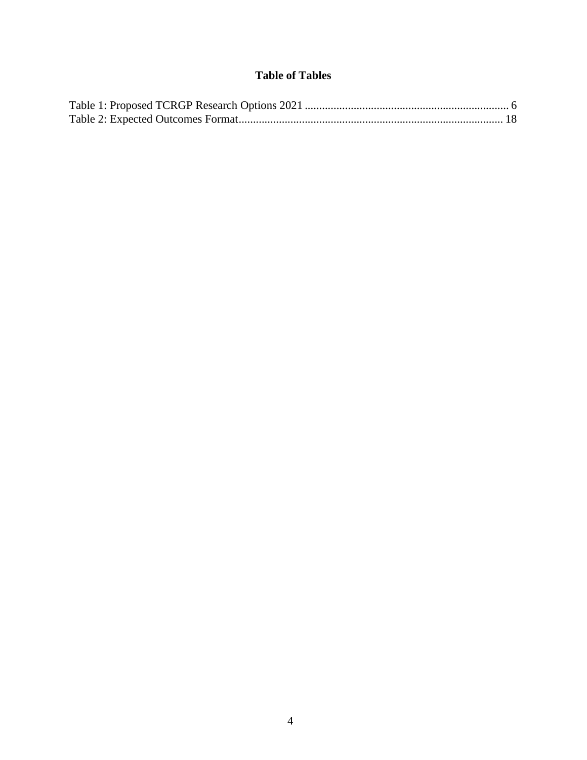**Table of Tables**

Table 1: Proposed TCRGP Research Options 2021 ........................................................................ 6
Table 2: Expected Outcomes Format............................................................................................ 18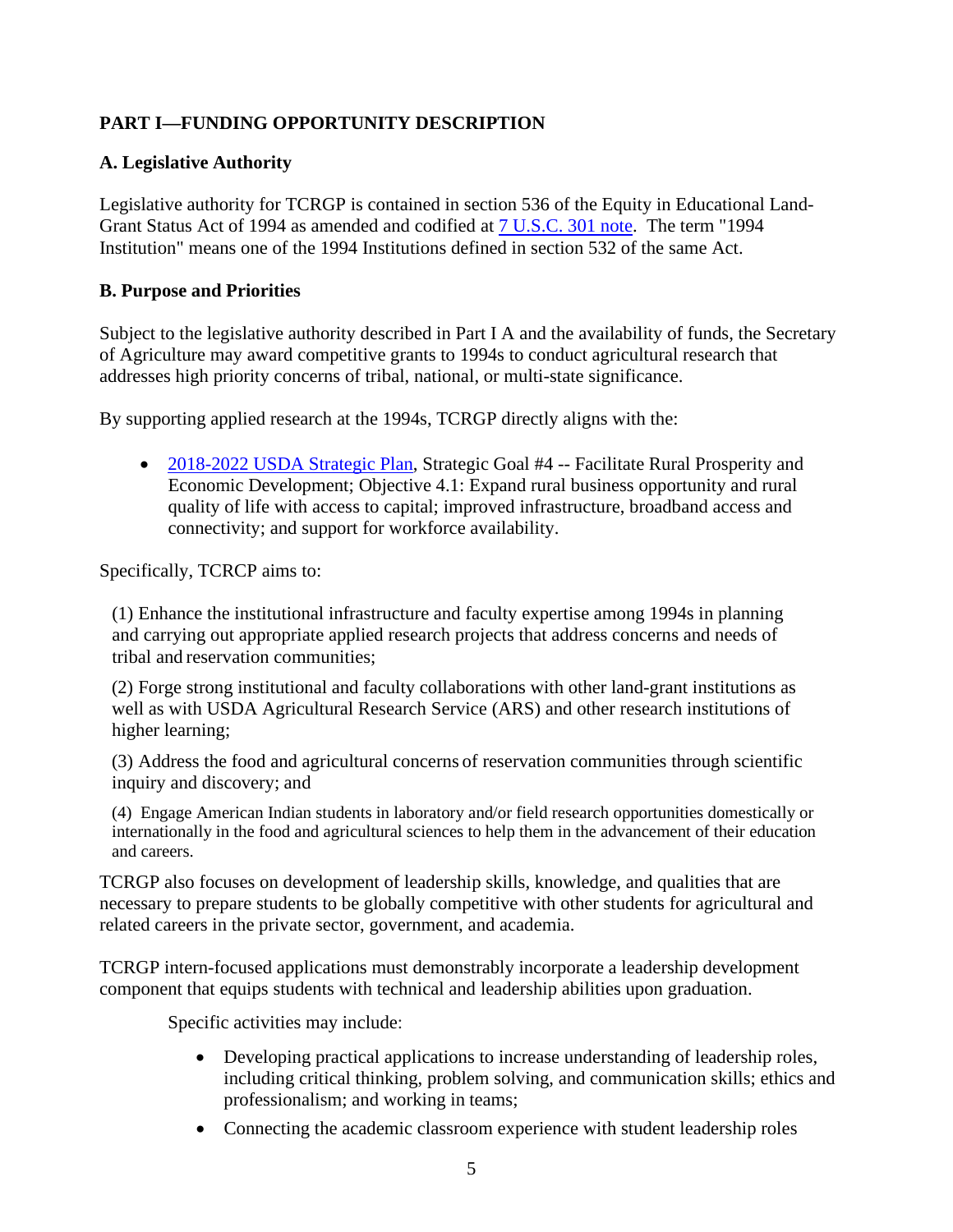## PART I—FUNDING OPPORTUNITY DESCRIPTION

### A. Legislative Authority

Legislative authority for TCRGP is contained in section 536 of the Equity in Educational Land-Grant Status Act of 1994 as amended and codified at 7 U.S.C. 301 note. The term "1994 Institution" means one of the 1994 Institutions defined in section 532 of the same Act.

### B. Purpose and Priorities

Subject to the legislative authority described in Part I A and the availability of funds, the Secretary of Agriculture may award competitive grants to 1994s to conduct agricultural research that addresses high priority concerns of tribal, national, or multi-state significance.

By supporting applied research at the 1994s, TCRGP directly aligns with the:

- 2018-2022 USDA Strategic Plan, Strategic Goal #4 -- Facilitate Rural Prosperity and Economic Development; Objective 4.1: Expand rural business opportunity and rural quality of life with access to capital; improved infrastructure, broadband access and connectivity; and support for workforce availability.

Specifically, TCRCP aims to:

(1) Enhance the institutional infrastructure and faculty expertise among 1994s in planning and carrying out appropriate applied research projects that address concerns and needs of tribal and reservation communities;

(2) Forge strong institutional and faculty collaborations with other land-grant institutions as well as with USDA Agricultural Research Service (ARS) and other research institutions of higher learning;

(3) Address the food and agricultural concerns of reservation communities through scientific inquiry and discovery; and

(4) Engage American Indian students in laboratory and/or field research opportunities domestically or internationally in the food and agricultural sciences to help them in the advancement of their education and careers.

TCRGP also focuses on development of leadership skills, knowledge, and qualities that are necessary to prepare students to be globally competitive with other students for agricultural and related careers in the private sector, government, and academia.

TCRGP intern-focused applications must demonstrably incorporate a leadership development component that equips students with technical and leadership abilities upon graduation.

Specific activities may include:

- Developing practical applications to increase understanding of leadership roles, including critical thinking, problem solving, and communication skills; ethics and professionalism; and working in teams;
- Connecting the academic classroom experience with student leadership roles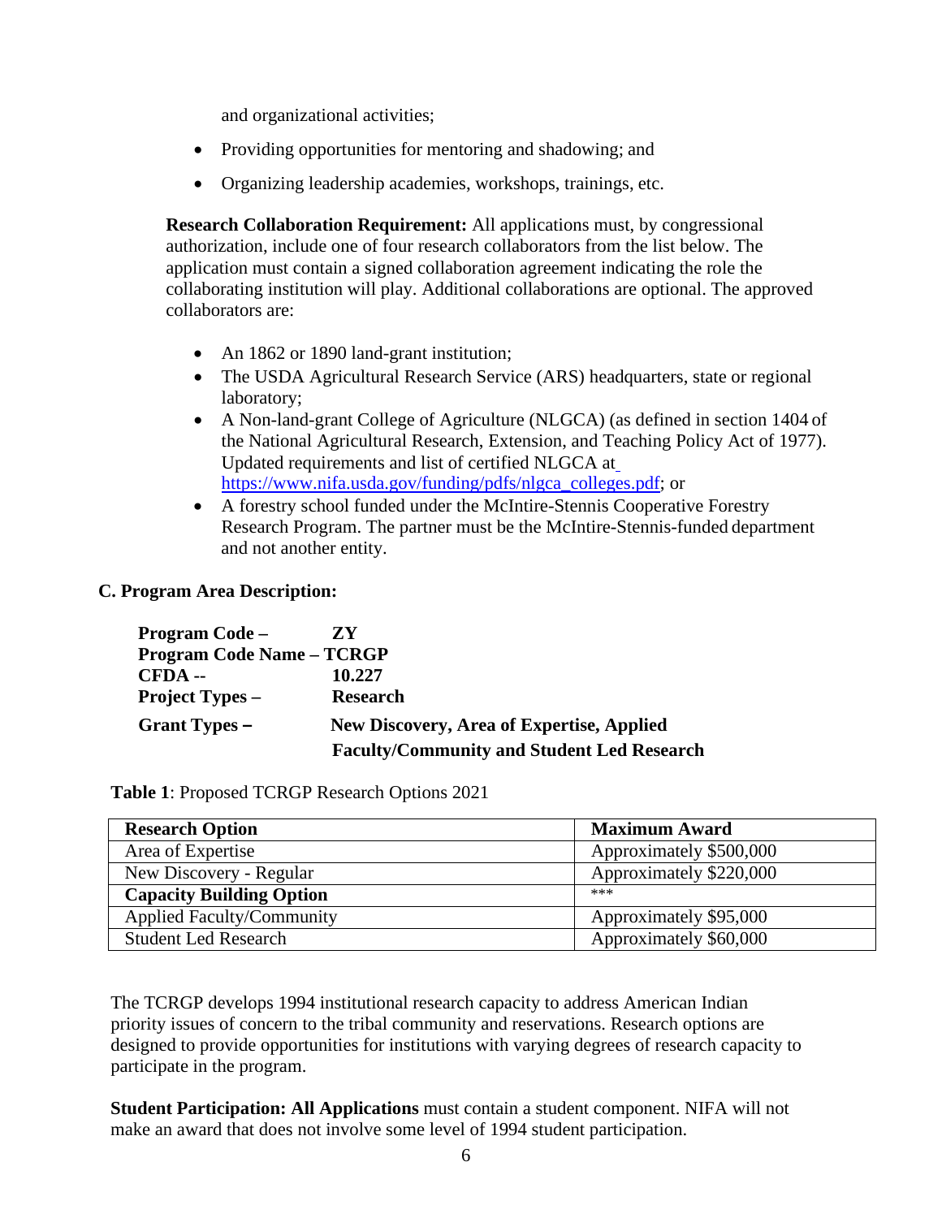and organizational activities;

- Providing opportunities for mentoring and shadowing; and
- Organizing leadership academies, workshops, trainings, etc.

**Research Collaboration Requirement:** All applications must, by congressional authorization, include one of four research collaborators from the list below. The application must contain a signed collaboration agreement indicating the role the collaborating institution will play. Additional collaborations are optional. The approved collaborators are:

- An 1862 or 1890 land-grant institution;
- The USDA Agricultural Research Service (ARS) headquarters, state or regional laboratory;
- A Non-land-grant College of Agriculture (NLGCA) (as defined in section 1404 of the National Agricultural Research, Extension, and Teaching Policy Act of 1977). Updated requirements and list of certified NLGCA at https://www.nifa.usda.gov/funding/pdfs/nlgca_colleges.pdf; or
- A forestry school funded under the McIntire-Stennis Cooperative Forestry Research Program. The partner must be the McIntire-Stennis-funded department and not another entity.

## C. Program Area Description:

**Program Code –** **ZY**
**Program Code Name – TCRGP**
**CFDA --** **10.227**
**Project Types –** **Research**
**Grant Types –** **New Discovery, Area of Expertise, Applied Faculty/Community and Student Led Research**

**Table 1**: Proposed TCRGP Research Options 2021

| **Research Option** | **Maximum Award** |
|---|---|
| Area of Expertise | Approximately $500,000 |
| New Discovery - Regular | Approximately $220,000 |
| **Capacity Building Option** | *** |
| Applied Faculty/Community | Approximately $95,000 |
| Student Led Research | Approximately $60,000 |

The TCRGP develops 1994 institutional research capacity to address American Indian priority issues of concern to the tribal community and reservations. Research options are designed to provide opportunities for institutions with varying degrees of research capacity to participate in the program.

**Student Participation: All Applications** must contain a student component. NIFA will not make an award that does not involve some level of 1994 student participation.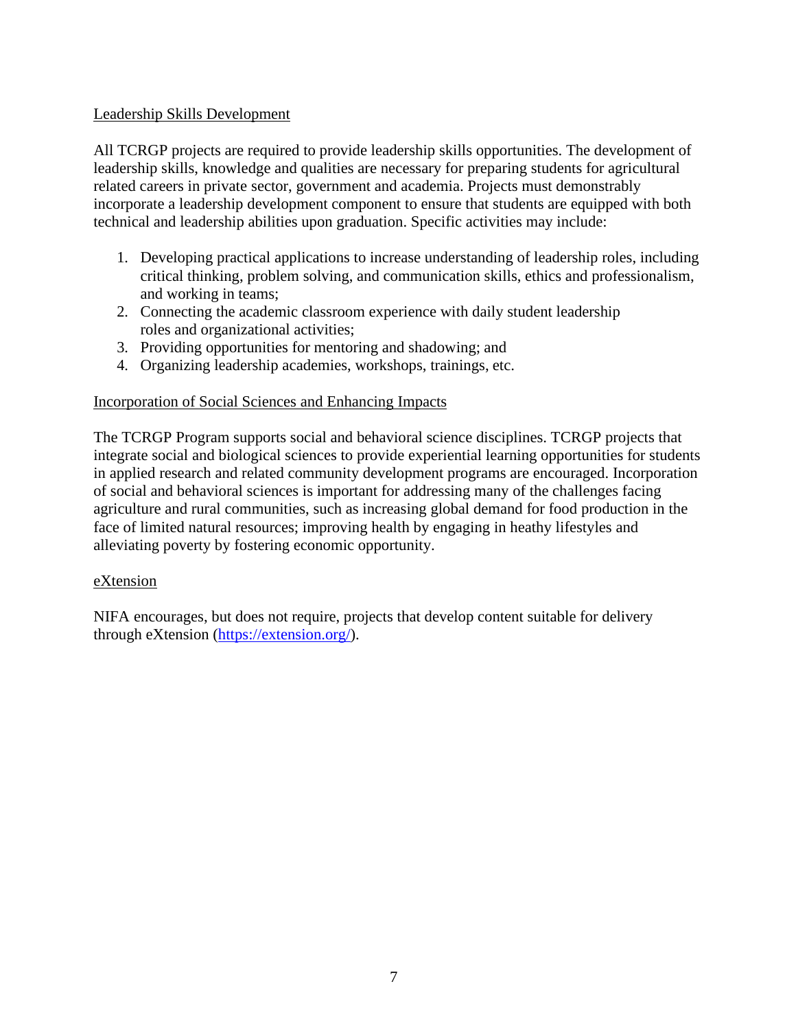Leadership Skills Development

All TCRGP projects are required to provide leadership skills opportunities. The development of leadership skills, knowledge and qualities are necessary for preparing students for agricultural related careers in private sector, government and academia. Projects must demonstrably incorporate a leadership development component to ensure that students are equipped with both technical and leadership abilities upon graduation. Specific activities may include:

1. Developing practical applications to increase understanding of leadership roles, including critical thinking, problem solving, and communication skills, ethics and professionalism, and working in teams;
2. Connecting the academic classroom experience with daily student leadership roles and organizational activities;
3. Providing opportunities for mentoring and shadowing; and
4. Organizing leadership academies, workshops, trainings, etc.

Incorporation of Social Sciences and Enhancing Impacts

The TCRGP Program supports social and behavioral science disciplines. TCRGP projects that integrate social and biological sciences to provide experiential learning opportunities for students in applied research and related community development programs are encouraged. Incorporation of social and behavioral sciences is important for addressing many of the challenges facing agriculture and rural communities, such as increasing global demand for food production in the face of limited natural resources; improving health by engaging in heathy lifestyles and alleviating poverty by fostering economic opportunity.

eXtension

NIFA encourages, but does not require, projects that develop content suitable for delivery through eXtension (https://extension.org/).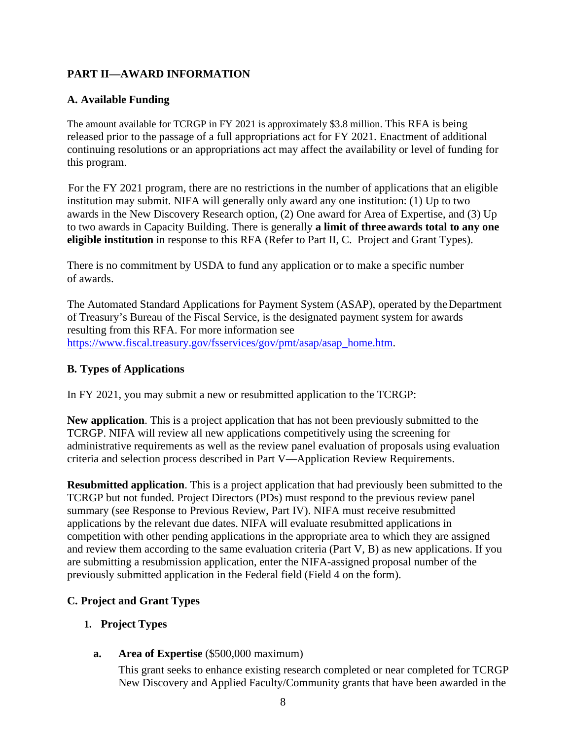## PART II—AWARD INFORMATION

### A. Available Funding

The amount available for TCRGP in FY 2021 is approximately $3.8 million. This RFA is being released prior to the passage of a full appropriations act for FY 2021. Enactment of additional continuing resolutions or an appropriations act may affect the availability or level of funding for this program.

For the FY 2021 program, there are no restrictions in the number of applications that an eligible institution may submit. NIFA will generally only award any one institution: (1) Up to two awards in the New Discovery Research option, (2) One award for Area of Expertise, and (3) Up to two awards in Capacity Building. There is generally **a limit of three awards total to any one eligible institution** in response to this RFA (Refer to Part II, C. Project and Grant Types).

There is no commitment by USDA to fund any application or to make a specific number of awards.

The Automated Standard Applications for Payment System (ASAP), operated by the Department of Treasury's Bureau of the Fiscal Service, is the designated payment system for awards resulting from this RFA. For more information see [https://www.fiscal.treasury.gov/fsservices/gov/pmt/asap/asap_home.htm](https://www.fiscal.treasury.gov/fsservices/gov/pmt/asap/asap_home.htm).

### B. Types of Applications

In FY 2021, you may submit a new or resubmitted application to the TCRGP:

**New application**. This is a project application that has not been previously submitted to the TCRGP. NIFA will review all new applications competitively using the screening for administrative requirements as well as the review panel evaluation of proposals using evaluation criteria and selection process described in Part V—Application Review Requirements.

**Resubmitted application**. This is a project application that had previously been submitted to the TCRGP but not funded. Project Directors (PDs) must respond to the previous review panel summary (see Response to Previous Review, Part IV). NIFA must receive resubmitted applications by the relevant due dates. NIFA will evaluate resubmitted applications in competition with other pending applications in the appropriate area to which they are assigned and review them according to the same evaluation criteria (Part V, B) as new applications. If you are submitting a resubmission application, enter the NIFA-assigned proposal number of the previously submitted application in the Federal field (Field 4 on the form).

### C. Project and Grant Types

#### 1. Project Types

**a. Area of Expertise** ($500,000 maximum)

This grant seeks to enhance existing research completed or near completed for TCRGP New Discovery and Applied Faculty/Community grants that have been awarded in the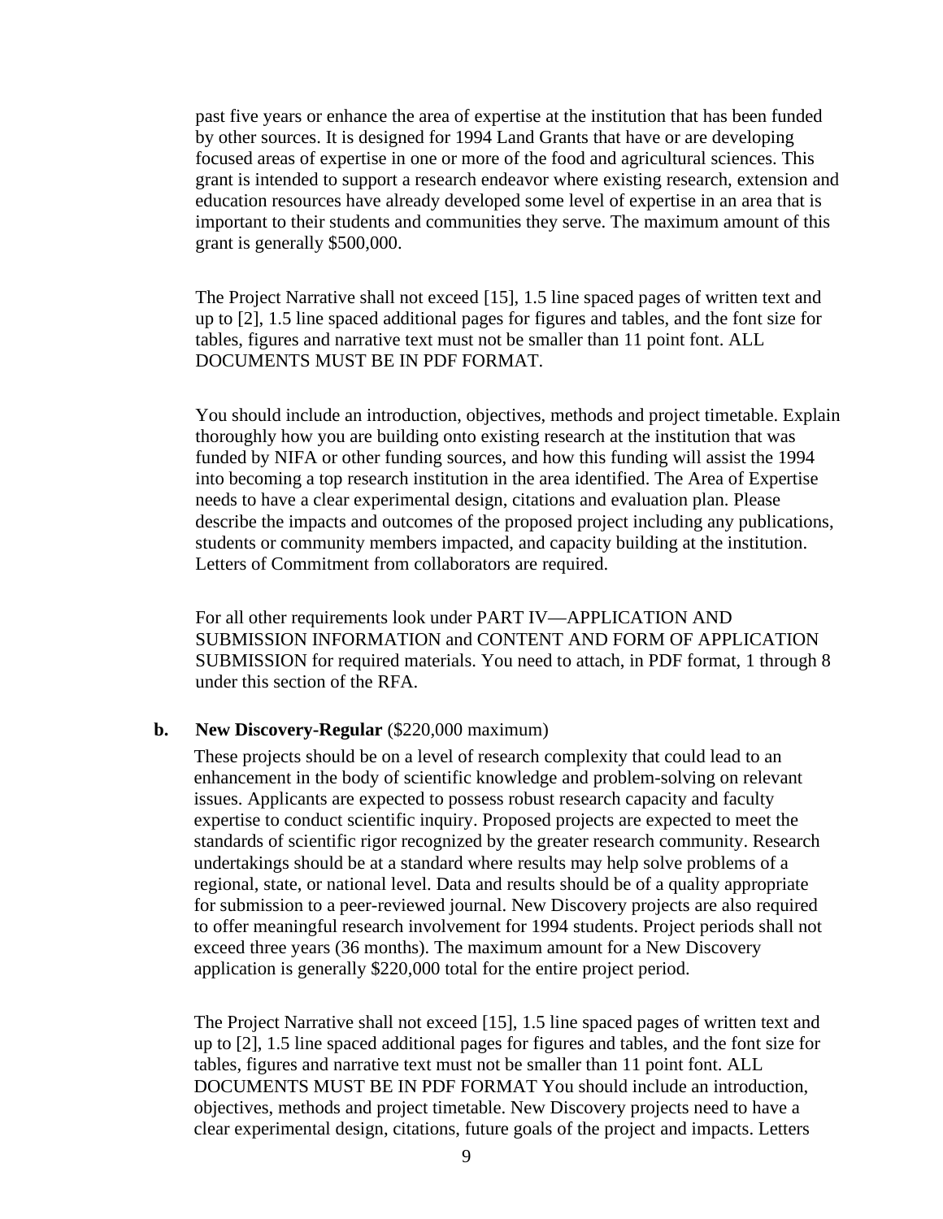past five years or enhance the area of expertise at the institution that has been funded by other sources. It is designed for 1994 Land Grants that have or are developing focused areas of expertise in one or more of the food and agricultural sciences. This grant is intended to support a research endeavor where existing research, extension and education resources have already developed some level of expertise in an area that is important to their students and communities they serve. The maximum amount of this grant is generally $500,000.

The Project Narrative shall not exceed [15], 1.5 line spaced pages of written text and up to [2], 1.5 line spaced additional pages for figures and tables, and the font size for tables, figures and narrative text must not be smaller than 11 point font. ALL DOCUMENTS MUST BE IN PDF FORMAT.

You should include an introduction, objectives, methods and project timetable. Explain thoroughly how you are building onto existing research at the institution that was funded by NIFA or other funding sources, and how this funding will assist the 1994 into becoming a top research institution in the area identified. The Area of Expertise needs to have a clear experimental design, citations and evaluation plan. Please describe the impacts and outcomes of the proposed project including any publications, students or community members impacted, and capacity building at the institution. Letters of Commitment from collaborators are required.

For all other requirements look under PART IV—APPLICATION AND SUBMISSION INFORMATION and CONTENT AND FORM OF APPLICATION SUBMISSION for required materials. You need to attach, in PDF format, 1 through 8 under this section of the RFA.

**b. New Discovery-Regular** ($220,000 maximum)

These projects should be on a level of research complexity that could lead to an enhancement in the body of scientific knowledge and problem-solving on relevant issues. Applicants are expected to possess robust research capacity and faculty expertise to conduct scientific inquiry. Proposed projects are expected to meet the standards of scientific rigor recognized by the greater research community. Research undertakings should be at a standard where results may help solve problems of a regional, state, or national level. Data and results should be of a quality appropriate for submission to a peer-reviewed journal. New Discovery projects are also required to offer meaningful research involvement for 1994 students. Project periods shall not exceed three years (36 months). The maximum amount for a New Discovery application is generally $220,000 total for the entire project period.

The Project Narrative shall not exceed [15], 1.5 line spaced pages of written text and up to [2], 1.5 line spaced additional pages for figures and tables, and the font size for tables, figures and narrative text must not be smaller than 11 point font. ALL DOCUMENTS MUST BE IN PDF FORMAT You should include an introduction, objectives, methods and project timetable. New Discovery projects need to have a clear experimental design, citations, future goals of the project and impacts. Letters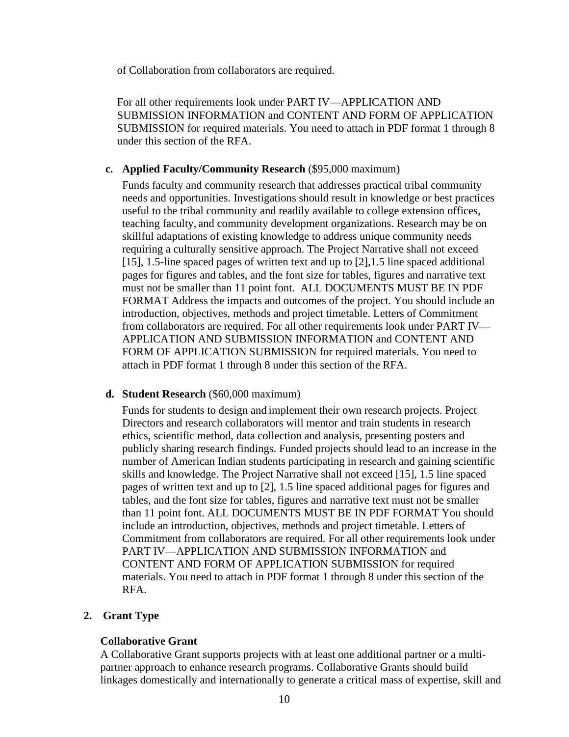of Collaboration from collaborators are required.

For all other requirements look under PART IV—APPLICATION AND SUBMISSION INFORMATION and CONTENT AND FORM OF APPLICATION SUBMISSION for required materials. You need to attach in PDF format 1 through 8 under this section of the RFA.

**c. Applied Faculty/Community Research** ($95,000 maximum)

Funds faculty and community research that addresses practical tribal community needs and opportunities. Investigations should result in knowledge or best practices useful to the tribal community and readily available to college extension offices, teaching faculty, and community development organizations. Research may be on skillful adaptations of existing knowledge to address unique community needs requiring a culturally sensitive approach. The Project Narrative shall not exceed [15], 1.5-line spaced pages of written text and up to [2],1.5 line spaced additional pages for figures and tables, and the font size for tables, figures and narrative text must not be smaller than 11 point font. ALL DOCUMENTS MUST BE IN PDF FORMAT Address the impacts and outcomes of the project. You should include an introduction, objectives, methods and project timetable. Letters of Commitment from collaborators are required. For all other requirements look under PART IV—APPLICATION AND SUBMISSION INFORMATION and CONTENT AND FORM OF APPLICATION SUBMISSION for required materials. You need to attach in PDF format 1 through 8 under this section of the RFA.

**d. Student Research** ($60,000 maximum)

Funds for students to design and implement their own research projects. Project Directors and research collaborators will mentor and train students in research ethics, scientific method, data collection and analysis, presenting posters and publicly sharing research findings. Funded projects should lead to an increase in the number of American Indian students participating in research and gaining scientific skills and knowledge. The Project Narrative shall not exceed [15], 1.5 line spaced pages of written text and up to [2], 1.5 line spaced additional pages for figures and tables, and the font size for tables, figures and narrative text must not be smaller than 11 point font. ALL DOCUMENTS MUST BE IN PDF FORMAT You should include an introduction, objectives, methods and project timetable. Letters of Commitment from collaborators are required. For all other requirements look under PART IV—APPLICATION AND SUBMISSION INFORMATION and CONTENT AND FORM OF APPLICATION SUBMISSION for required materials. You need to attach in PDF format 1 through 8 under this section of the RFA.

## 2. Grant Type

**Collaborative Grant**

A Collaborative Grant supports projects with at least one additional partner or a multi-partner approach to enhance research programs. Collaborative Grants should build linkages domestically and internationally to generate a critical mass of expertise, skill and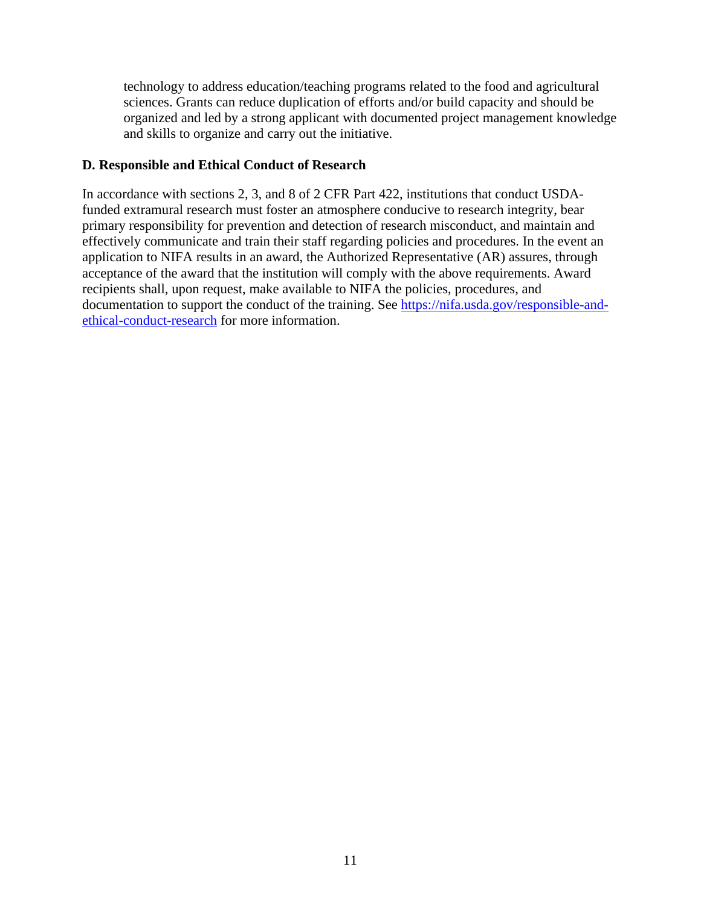technology to address education/teaching programs related to the food and agricultural sciences. Grants can reduce duplication of efforts and/or build capacity and should be organized and led by a strong applicant with documented project management knowledge and skills to organize and carry out the initiative.

**D. Responsible and Ethical Conduct of Research**

In accordance with sections 2, 3, and 8 of 2 CFR Part 422, institutions that conduct USDA-funded extramural research must foster an atmosphere conducive to research integrity, bear primary responsibility for prevention and detection of research misconduct, and maintain and effectively communicate and train their staff regarding policies and procedures. In the event an application to NIFA results in an award, the Authorized Representative (AR) assures, through acceptance of the award that the institution will comply with the above requirements. Award recipients shall, upon request, make available to NIFA the policies, procedures, and documentation to support the conduct of the training. See [https://nifa.usda.gov/responsible-and-ethical-conduct-research](https://nifa.usda.gov/responsible-and-ethical-conduct-research) for more information.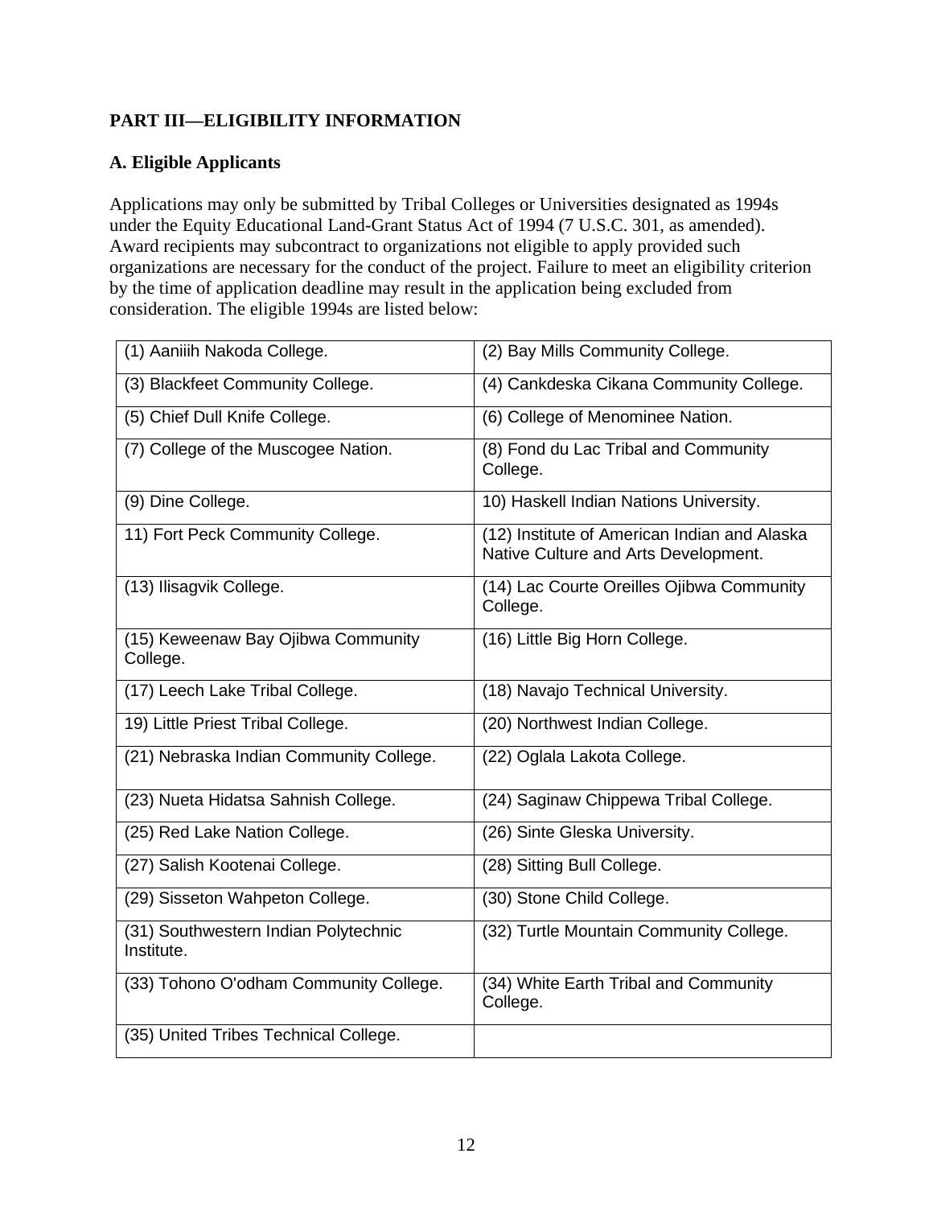## PART III—ELIGIBILITY INFORMATION

### A. Eligible Applicants

Applications may only be submitted by Tribal Colleges or Universities designated as 1994s under the Equity Educational Land-Grant Status Act of 1994 (7 U.S.C. 301, as amended). Award recipients may subcontract to organizations not eligible to apply provided such organizations are necessary for the conduct of the project. Failure to meet an eligibility criterion by the time of application deadline may result in the application being excluded from consideration. The eligible 1994s are listed below:

| | |
|---|---|
| (1) Aaniiih Nakoda College. | (2) Bay Mills Community College. |
| (3) Blackfeet Community College. | (4) Cankdeska Cikana Community College. |
| (5) Chief Dull Knife College. | (6) College of Menominee Nation. |
| (7) College of the Muscogee Nation. | (8) Fond du Lac Tribal and Community College. |
| (9) Dine College. | 10) Haskell Indian Nations University. |
| 11) Fort Peck Community College. | (12) Institute of American Indian and Alaska Native Culture and Arts Development. |
| (13) Ilisagvik College. | (14) Lac Courte Oreilles Ojibwa Community College. |
| (15) Keweenaw Bay Ojibwa Community College. | (16) Little Big Horn College. |
| (17) Leech Lake Tribal College. | (18) Navajo Technical University. |
| 19) Little Priest Tribal College. | (20) Northwest Indian College. |
| (21) Nebraska Indian Community College. | (22) Oglala Lakota College. |
| (23) Nueta Hidatsa Sahnish College. | (24) Saginaw Chippewa Tribal College. |
| (25) Red Lake Nation College. | (26) Sinte Gleska University. |
| (27) Salish Kootenai College. | (28) Sitting Bull College. |
| (29) Sisseton Wahpeton College. | (30) Stone Child College. |
| (31) Southwestern Indian Polytechnic Institute. | (32) Turtle Mountain Community College. |
| (33) Tohono O'odham Community College. | (34) White Earth Tribal and Community College. |
| (35) United Tribes Technical College. | |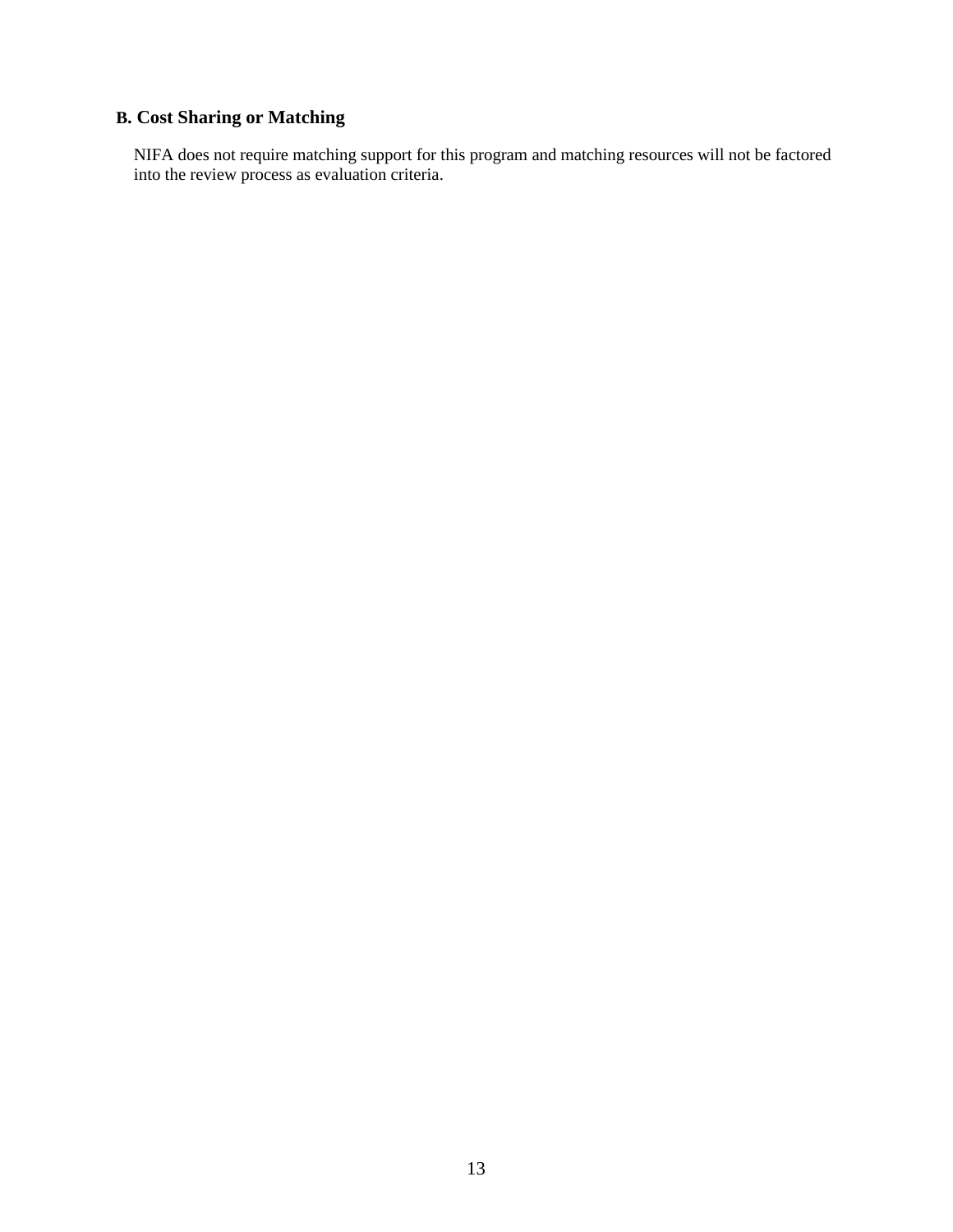### B. Cost Sharing or Matching

NIFA does not require matching support for this program and matching resources will not be factored into the review process as evaluation criteria.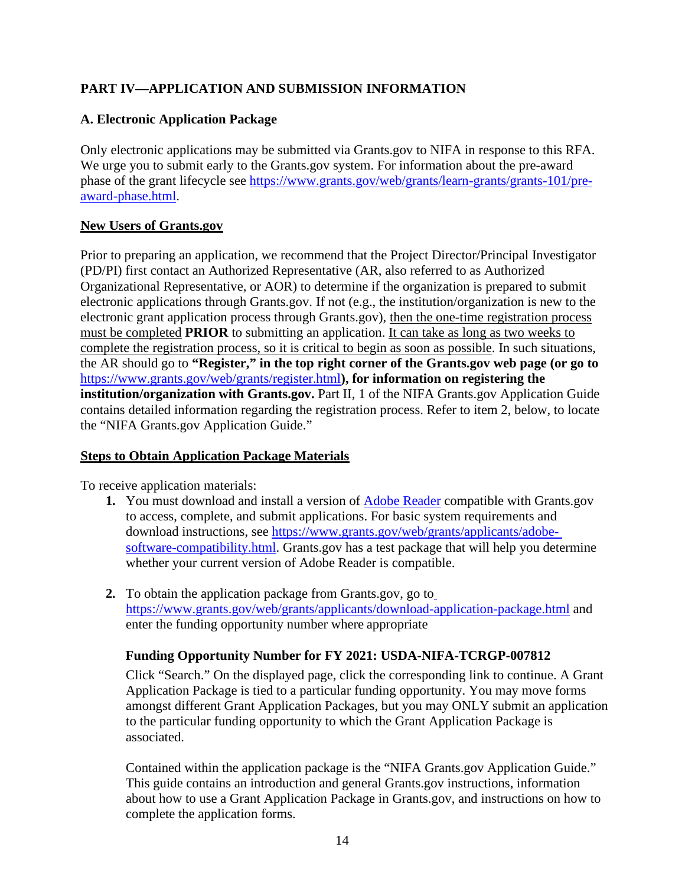## PART IV—APPLICATION AND SUBMISSION INFORMATION

### A. Electronic Application Package

Only electronic applications may be submitted via Grants.gov to NIFA in response to this RFA. We urge you to submit early to the Grants.gov system. For information about the pre-award phase of the grant lifecycle see [https://www.grants.gov/web/grants/learn-grants/grants-101/pre-award-phase.html](https://www.grants.gov/web/grants/learn-grants/grants-101/pre-award-phase.html).

**New Users of Grants.gov**

Prior to preparing an application, we recommend that the Project Director/Principal Investigator (PD/PI) first contact an Authorized Representative (AR, also referred to as Authorized Organizational Representative, or AOR) to determine if the organization is prepared to submit electronic applications through Grants.gov. If not (e.g., the institution/organization is new to the electronic grant application process through Grants.gov), then the one-time registration process must be completed **PRIOR** to submitting an application. It can take as long as two weeks to complete the registration process, so it is critical to begin as soon as possible. In such situations, the AR should go to **"Register," in the top right corner of the Grants.gov web page (or go to** [https://www.grants.gov/web/grants/register.html](https://www.grants.gov/web/grants/register.html)**), for information on registering the institution/organization with Grants.gov.** Part II, 1 of the NIFA Grants.gov Application Guide contains detailed information regarding the registration process. Refer to item 2, below, to locate the "NIFA Grants.gov Application Guide."

**Steps to Obtain Application Package Materials**

To receive application materials:

1. You must download and install a version of [Adobe Reader](https://www.grants.gov/web/grants/applicants/adobe-software-compatibility.html) compatible with Grants.gov to access, complete, and submit applications. For basic system requirements and download instructions, see [https://www.grants.gov/web/grants/applicants/adobe-software-compatibility.html](https://www.grants.gov/web/grants/applicants/adobe-software-compatibility.html). Grants.gov has a test package that will help you determine whether your current version of Adobe Reader is compatible.

2. To obtain the application package from Grants.gov, go to [https://www.grants.gov/web/grants/applicants/download-application-package.html](https://www.grants.gov/web/grants/applicants/download-application-package.html) and enter the funding opportunity number where appropriate

   **Funding Opportunity Number for FY 2021: USDA-NIFA-TCRGP-007812**

   Click "Search." On the displayed page, click the corresponding link to continue. A Grant Application Package is tied to a particular funding opportunity. You may move forms amongst different Grant Application Packages, but you may ONLY submit an application to the particular funding opportunity to which the Grant Application Package is associated.

   Contained within the application package is the "NIFA Grants.gov Application Guide." This guide contains an introduction and general Grants.gov instructions, information about how to use a Grant Application Package in Grants.gov, and instructions on how to complete the application forms.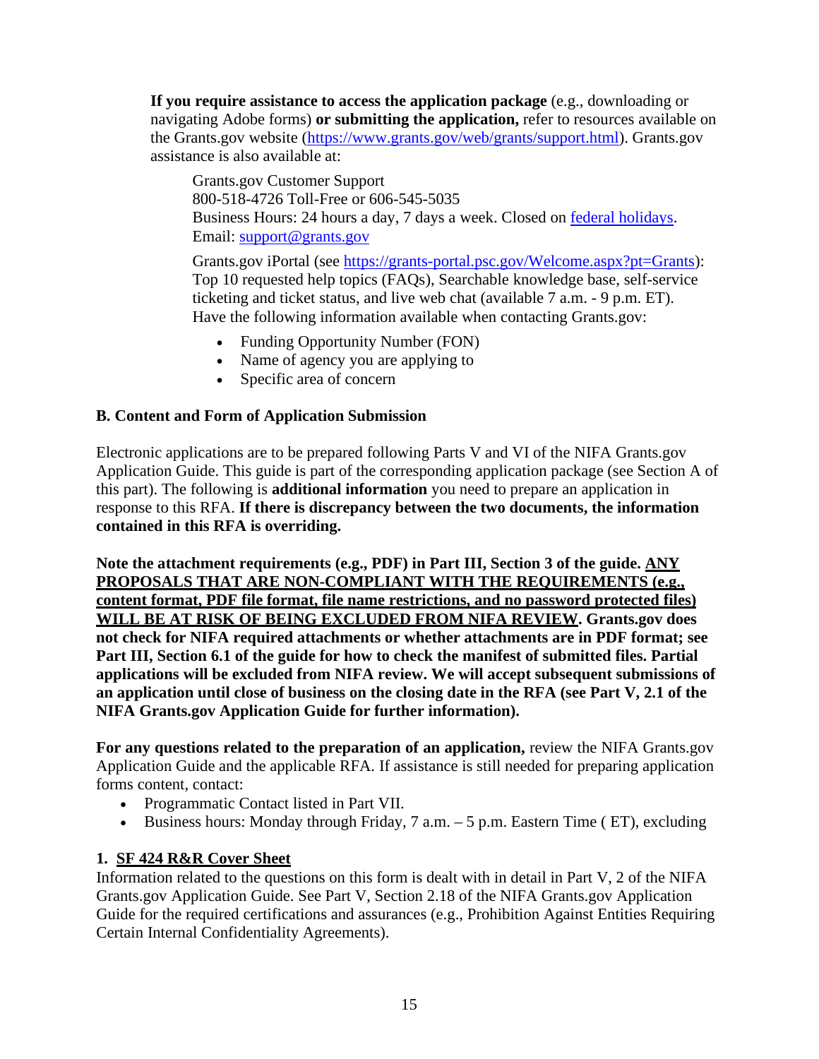**If you require assistance to access the application package** (e.g., downloading or navigating Adobe forms) **or submitting the application,** refer to resources available on the Grants.gov website (https://www.grants.gov/web/grants/support.html). Grants.gov assistance is also available at:

Grants.gov Customer Support
800-518-4726 Toll-Free or 606-545-5035
Business Hours: 24 hours a day, 7 days a week. Closed on federal holidays.
Email: support@grants.gov

Grants.gov iPortal (see https://grants-portal.psc.gov/Welcome.aspx?pt=Grants): Top 10 requested help topics (FAQs), Searchable knowledge base, self-service ticketing and ticket status, and live web chat (available 7 a.m. - 9 p.m. ET). Have the following information available when contacting Grants.gov:

- Funding Opportunity Number (FON)
- Name of agency you are applying to
- Specific area of concern

### B. Content and Form of Application Submission

Electronic applications are to be prepared following Parts V and VI of the NIFA Grants.gov Application Guide. This guide is part of the corresponding application package (see Section A of this part). The following is **additional information** you need to prepare an application in response to this RFA. **If there is discrepancy between the two documents, the information contained in this RFA is overriding.**

**Note the attachment requirements (e.g., PDF) in Part III, Section 3 of the guide. ANY PROPOSALS THAT ARE NON-COMPLIANT WITH THE REQUIREMENTS (e.g., content format, PDF file format, file name restrictions, and no password protected files) WILL BE AT RISK OF BEING EXCLUDED FROM NIFA REVIEW. Grants.gov does not check for NIFA required attachments or whether attachments are in PDF format; see Part III, Section 6.1 of the guide for how to check the manifest of submitted files. Partial applications will be excluded from NIFA review. We will accept subsequent submissions of an application until close of business on the closing date in the RFA (see Part V, 2.1 of the NIFA Grants.gov Application Guide for further information).**

**For any questions related to the preparation of an application,** review the NIFA Grants.gov Application Guide and the applicable RFA. If assistance is still needed for preparing application forms content, contact:

- Programmatic Contact listed in Part VII.
- Business hours: Monday through Friday, 7 a.m. – 5 p.m. Eastern Time ( ET), excluding

#### 1. SF 424 R&R Cover Sheet

Information related to the questions on this form is dealt with in detail in Part V, 2 of the NIFA Grants.gov Application Guide. See Part V, Section 2.18 of the NIFA Grants.gov Application Guide for the required certifications and assurances (e.g., Prohibition Against Entities Requiring Certain Internal Confidentiality Agreements).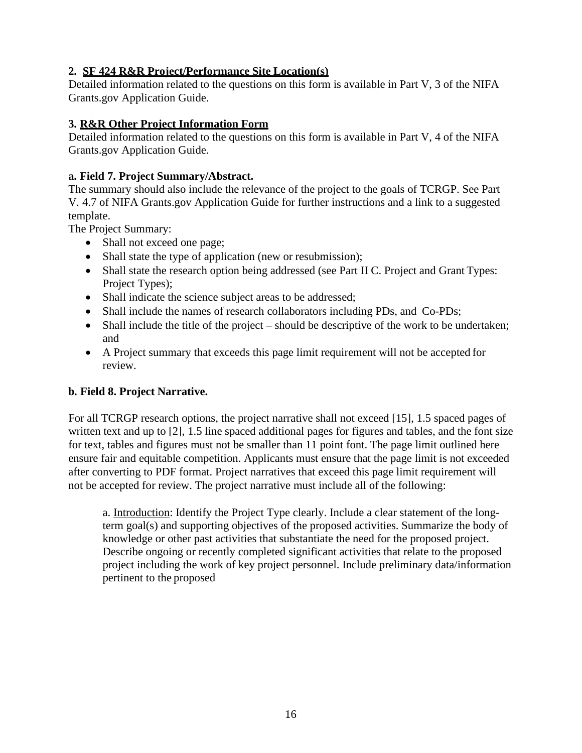**2. SF 424 R&R Project/Performance Site Location(s)**
Detailed information related to the questions on this form is available in Part V, 3 of the NIFA Grants.gov Application Guide.

**3. R&R Other Project Information Form**
Detailed information related to the questions on this form is available in Part V, 4 of the NIFA Grants.gov Application Guide.

**a. Field 7. Project Summary/Abstract.**
The summary should also include the relevance of the project to the goals of TCRGP. See Part V. 4.7 of NIFA Grants.gov Application Guide for further instructions and a link to a suggested template.
The Project Summary:

- Shall not exceed one page;
- Shall state the type of application (new or resubmission);
- Shall state the research option being addressed (see Part II C. Project and Grant Types: Project Types);
- Shall indicate the science subject areas to be addressed;
- Shall include the names of research collaborators including PDs, and Co-PDs;
- Shall include the title of the project – should be descriptive of the work to be undertaken; and
- A Project summary that exceeds this page limit requirement will not be accepted for review.

**b. Field 8. Project Narrative.**

For all TCRGP research options, the project narrative shall not exceed [15], 1.5 spaced pages of written text and up to [2], 1.5 line spaced additional pages for figures and tables, and the font size for text, tables and figures must not be smaller than 11 point font. The page limit outlined here ensure fair and equitable competition. Applicants must ensure that the page limit is not exceeded after converting to PDF format. Project narratives that exceed this page limit requirement will not be accepted for review. The project narrative must include all of the following:

a. Introduction: Identify the Project Type clearly. Include a clear statement of the long-term goal(s) and supporting objectives of the proposed activities. Summarize the body of knowledge or other past activities that substantiate the need for the proposed project. Describe ongoing or recently completed significant activities that relate to the proposed project including the work of key project personnel. Include preliminary data/information pertinent to the proposed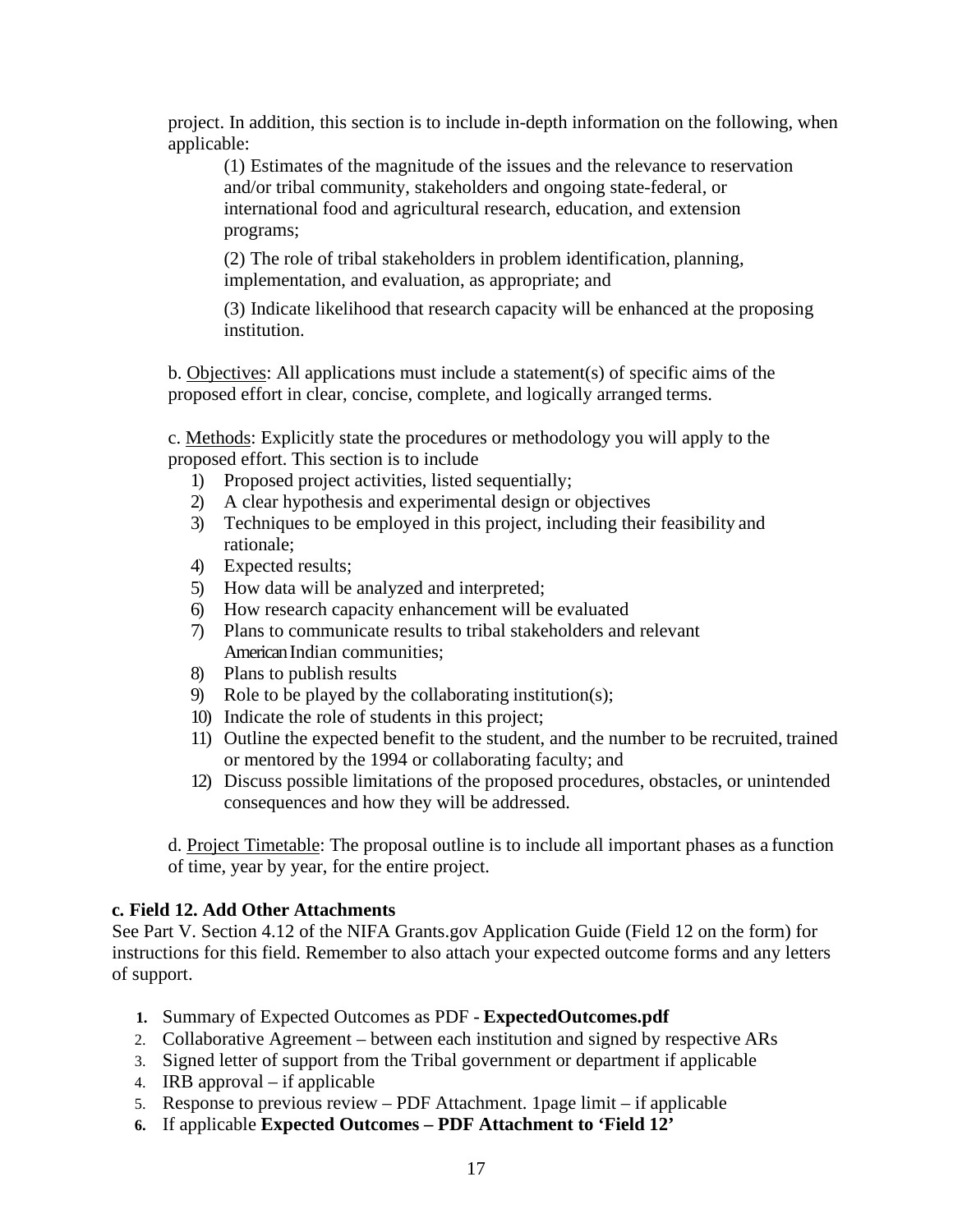project. In addition, this section is to include in-depth information on the following, when applicable:

(1) Estimates of the magnitude of the issues and the relevance to reservation and/or tribal community, stakeholders and ongoing state-federal, or international food and agricultural research, education, and extension programs;

(2) The role of tribal stakeholders in problem identification, planning, implementation, and evaluation, as appropriate; and

(3) Indicate likelihood that research capacity will be enhanced at the proposing institution.

b. Objectives: All applications must include a statement(s) of specific aims of the proposed effort in clear, concise, complete, and logically arranged terms.

c. Methods: Explicitly state the procedures or methodology you will apply to the proposed effort. This section is to include

1) Proposed project activities, listed sequentially;
2) A clear hypothesis and experimental design or objectives
3) Techniques to be employed in this project, including their feasibility and rationale;
4) Expected results;
5) How data will be analyzed and interpreted;
6) How research capacity enhancement will be evaluated
7) Plans to communicate results to tribal stakeholders and relevant American Indian communities;
8) Plans to publish results
9) Role to be played by the collaborating institution(s);
10) Indicate the role of students in this project;
11) Outline the expected benefit to the student, and the number to be recruited, trained or mentored by the 1994 or collaborating faculty; and
12) Discuss possible limitations of the proposed procedures, obstacles, or unintended consequences and how they will be addressed.

d. Project Timetable: The proposal outline is to include all important phases as a function of time, year by year, for the entire project.

**c. Field 12. Add Other Attachments**

See Part V. Section 4.12 of the NIFA Grants.gov Application Guide (Field 12 on the form) for instructions for this field. Remember to also attach your expected outcome forms and any letters of support.

1. Summary of Expected Outcomes as PDF - **ExpectedOutcomes.pdf**
2. Collaborative Agreement – between each institution and signed by respective ARs
3. Signed letter of support from the Tribal government or department if applicable
4. IRB approval – if applicable
5. Response to previous review – PDF Attachment. 1page limit – if applicable
6. If applicable **Expected Outcomes – PDF Attachment to 'Field 12'**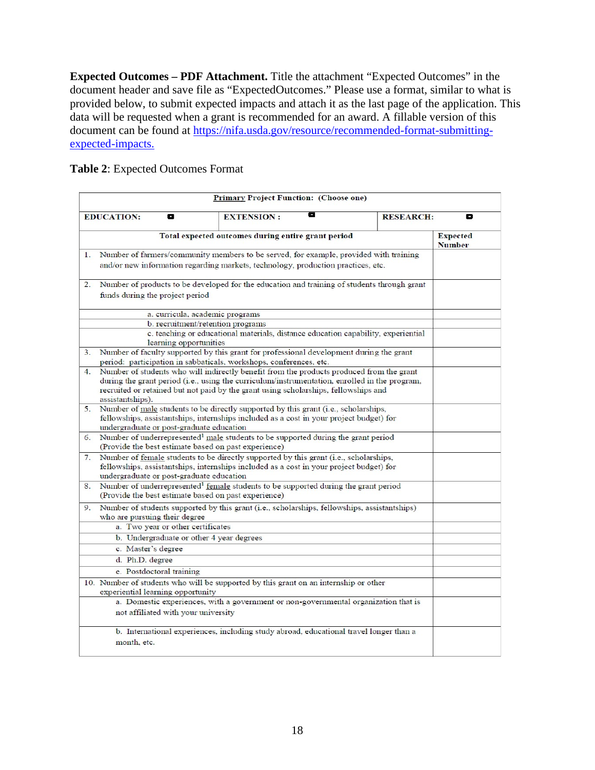**Expected Outcomes – PDF Attachment.** Title the attachment "Expected Outcomes" in the document header and save file as "ExpectedOutcomes." Please use a format, similar to what is provided below, to submit expected impacts and attach it as the last page of the application. This data will be requested when a grant is recommended for an award. A fillable version of this document can be found at https://nifa.usda.gov/resource/recommended-format-submitting-expected-impacts.

**Table 2**: Expected Outcomes Format

| **Primary Project Function: (Choose one)** | | |
|---|---|---|
| **EDUCATION:** ☐ | **EXTENSION :** ☐ | **RESEARCH:** ☐ |

| **Total expected outcomes during entire grant period** | **Expected Number** |
|---|---|
| 1. Number of farmers/community members to be served, for example, provided with training and/or new information regarding markets, technology, production practices, etc. | |
| 2. Number of products to be developed for the education and training of students through grant funds during the project period | |
| a. curricula, academic programs | |
| b. recruitment/retention programs | |
| c. teaching or educational materials, distance education capability, experiential learning opportunities | |
| 3. Number of faculty supported by this grant for professional development during the grant period: participation in sabbaticals, workshops, conferences, etc. | |
| 4. Number of students who will indirectly benefit from the products produced from the grant during the grant period (i.e., using the curriculum/instrumentation, enrolled in the program, recruited or retained but not paid by the grant using scholarships, fellowships and assistantships). | |
| 5. Number of male students to be directly supported by this grant (i.e., scholarships, fellowships, assistantships, internships included as a cost in your project budget) for undergraduate or post-graduate education | |
| 6. Number of underrepresented[1] male students to be supported during the grant period (Provide the best estimate based on past experience) | |
| 7. Number of female students to be directly supported by this grant (i.e., scholarships, fellowships, assistantships, internships included as a cost in your project budget) for undergraduate or post-graduate education | |
| 8. Number of underrepresented[1] female students to be supported during the grant period (Provide the best estimate based on past experience) | |
| 9. Number of students supported by this grant (i.e., scholarships, fellowships, assistantships) who are pursuing their degree | |
| a. Two year or other certificates | |
| b. Undergraduate or other 4 year degrees | |
| c. Master's degree | |
| d. Ph.D. degree | |
| e. Postdoctoral training | |
| 10. Number of students who will be supported by this grant on an internship or other experiential learning opportunity | |
| a. Domestic experiences, with a government or non-governmental organization that is not affiliated with your university | |
| b. International experiences, including study abroad, educational travel longer than a month, etc. | |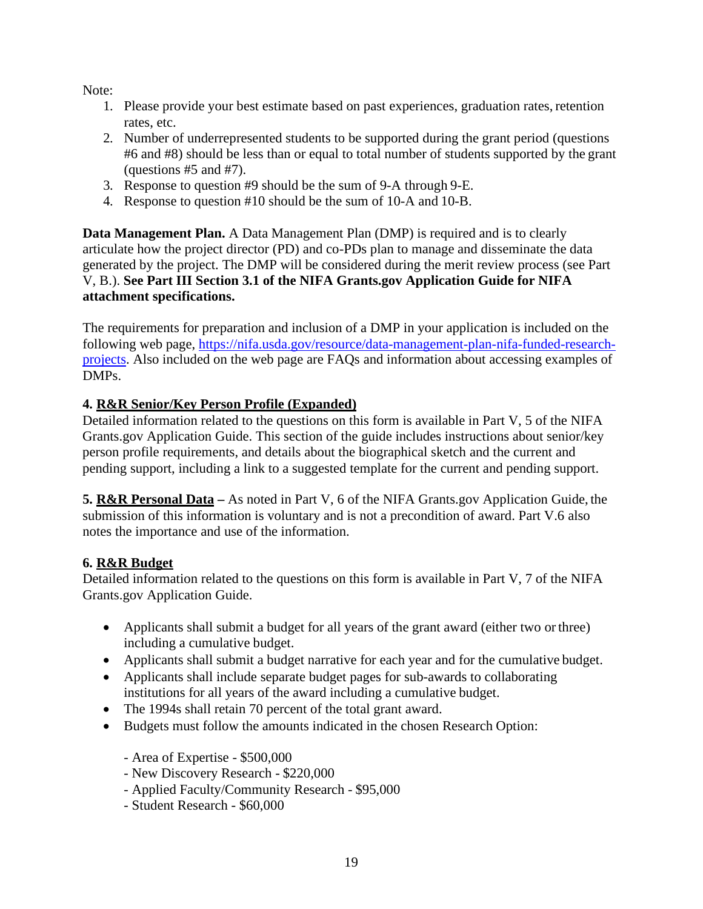Note:

1. Please provide your best estimate based on past experiences, graduation rates, retention rates, etc.
2. Number of underrepresented students to be supported during the grant period (questions #6 and #8) should be less than or equal to total number of students supported by the grant (questions #5 and #7).
3. Response to question #9 should be the sum of 9-A through 9-E.
4. Response to question #10 should be the sum of 10-A and 10-B.

**Data Management Plan.** A Data Management Plan (DMP) is required and is to clearly articulate how the project director (PD) and co-PDs plan to manage and disseminate the data generated by the project. The DMP will be considered during the merit review process (see Part V, B.). **See Part III Section 3.1 of the NIFA Grants.gov Application Guide for NIFA attachment specifications.**

The requirements for preparation and inclusion of a DMP in your application is included on the following web page, [https://nifa.usda.gov/resource/data-management-plan-nifa-funded-research-projects](https://nifa.usda.gov/resource/data-management-plan-nifa-funded-research-projects). Also included on the web page are FAQs and information about accessing examples of DMPs.

**4. R&R Senior/Key Person Profile (Expanded)**

Detailed information related to the questions on this form is available in Part V, 5 of the NIFA Grants.gov Application Guide. This section of the guide includes instructions about senior/key person profile requirements, and details about the biographical sketch and the current and pending support, including a link to a suggested template for the current and pending support.

**5. R&R Personal Data –** As noted in Part V, 6 of the NIFA Grants.gov Application Guide, the submission of this information is voluntary and is not a precondition of award. Part V.6 also notes the importance and use of the information.

**6. R&R Budget**

Detailed information related to the questions on this form is available in Part V, 7 of the NIFA Grants.gov Application Guide.

- Applicants shall submit a budget for all years of the grant award (either two or three) including a cumulative budget.
- Applicants shall submit a budget narrative for each year and for the cumulative budget.
- Applicants shall include separate budget pages for sub-awards to collaborating institutions for all years of the award including a cumulative budget.
- The 1994s shall retain 70 percent of the total grant award.
- Budgets must follow the amounts indicated in the chosen Research Option:

  - Area of Expertise - $500,000
  - New Discovery Research - $220,000
  - Applied Faculty/Community Research - $95,000
  - Student Research - $60,000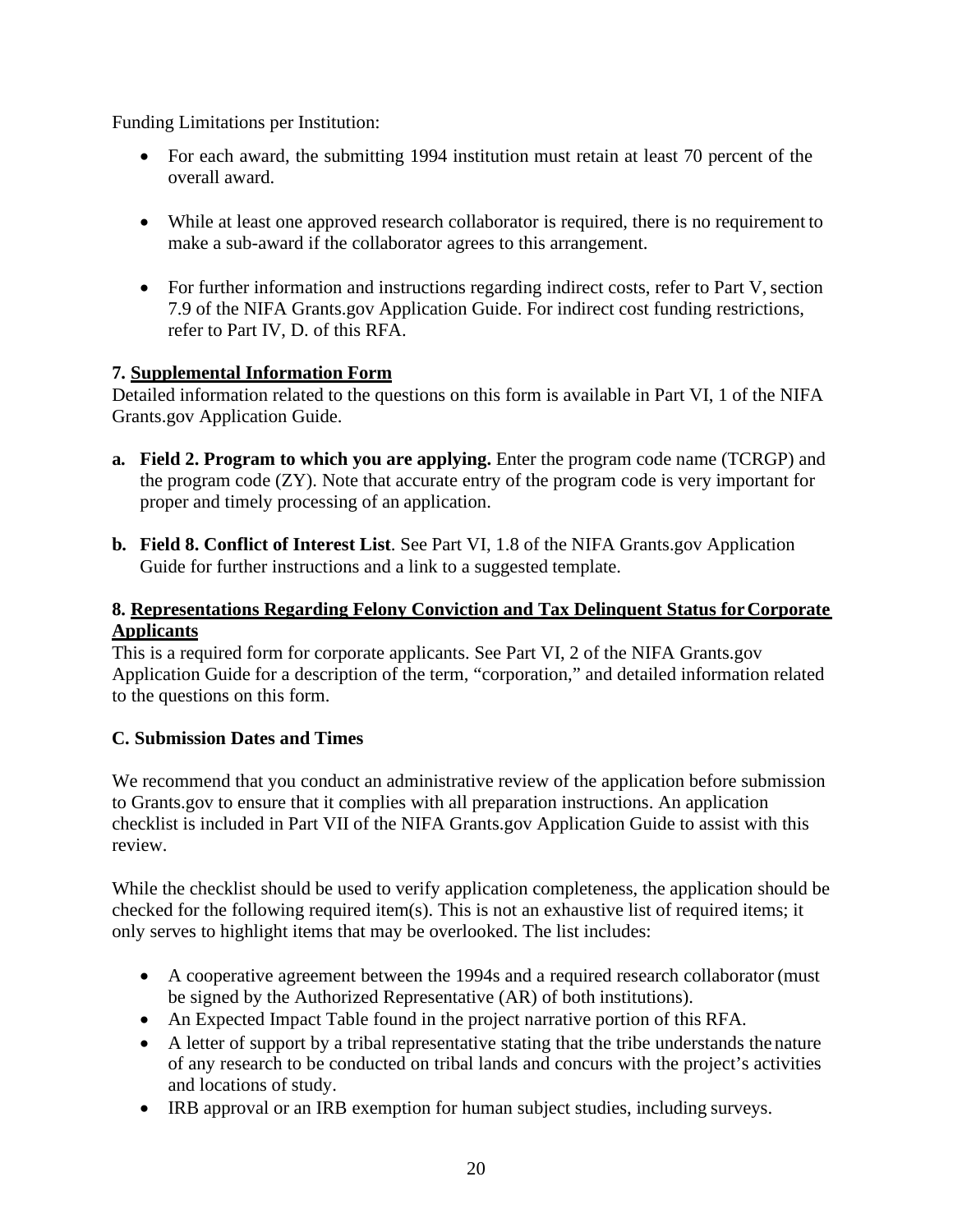Funding Limitations per Institution:

- For each award, the submitting 1994 institution must retain at least 70 percent of the overall award.

- While at least one approved research collaborator is required, there is no requirement to make a sub-award if the collaborator agrees to this arrangement.

- For further information and instructions regarding indirect costs, refer to Part V, section 7.9 of the NIFA Grants.gov Application Guide. For indirect cost funding restrictions, refer to Part IV, D. of this RFA.

**7. Supplemental Information Form**

Detailed information related to the questions on this form is available in Part VI, 1 of the NIFA Grants.gov Application Guide.

**a. Field 2. Program to which you are applying.** Enter the program code name (TCRGP) and the program code (ZY). Note that accurate entry of the program code is very important for proper and timely processing of an application.

**b. Field 8. Conflict of Interest List**. See Part VI, 1.8 of the NIFA Grants.gov Application Guide for further instructions and a link to a suggested template.

**8. Representations Regarding Felony Conviction and Tax Delinquent Status for Corporate Applicants**

This is a required form for corporate applicants. See Part VI, 2 of the NIFA Grants.gov Application Guide for a description of the term, "corporation," and detailed information related to the questions on this form.

**C. Submission Dates and Times**

We recommend that you conduct an administrative review of the application before submission to Grants.gov to ensure that it complies with all preparation instructions. An application checklist is included in Part VII of the NIFA Grants.gov Application Guide to assist with this review.

While the checklist should be used to verify application completeness, the application should be checked for the following required item(s). This is not an exhaustive list of required items; it only serves to highlight items that may be overlooked. The list includes:

- A cooperative agreement between the 1994s and a required research collaborator (must be signed by the Authorized Representative (AR) of both institutions).
- An Expected Impact Table found in the project narrative portion of this RFA.
- A letter of support by a tribal representative stating that the tribe understands the nature of any research to be conducted on tribal lands and concurs with the project's activities and locations of study.
- IRB approval or an IRB exemption for human subject studies, including surveys.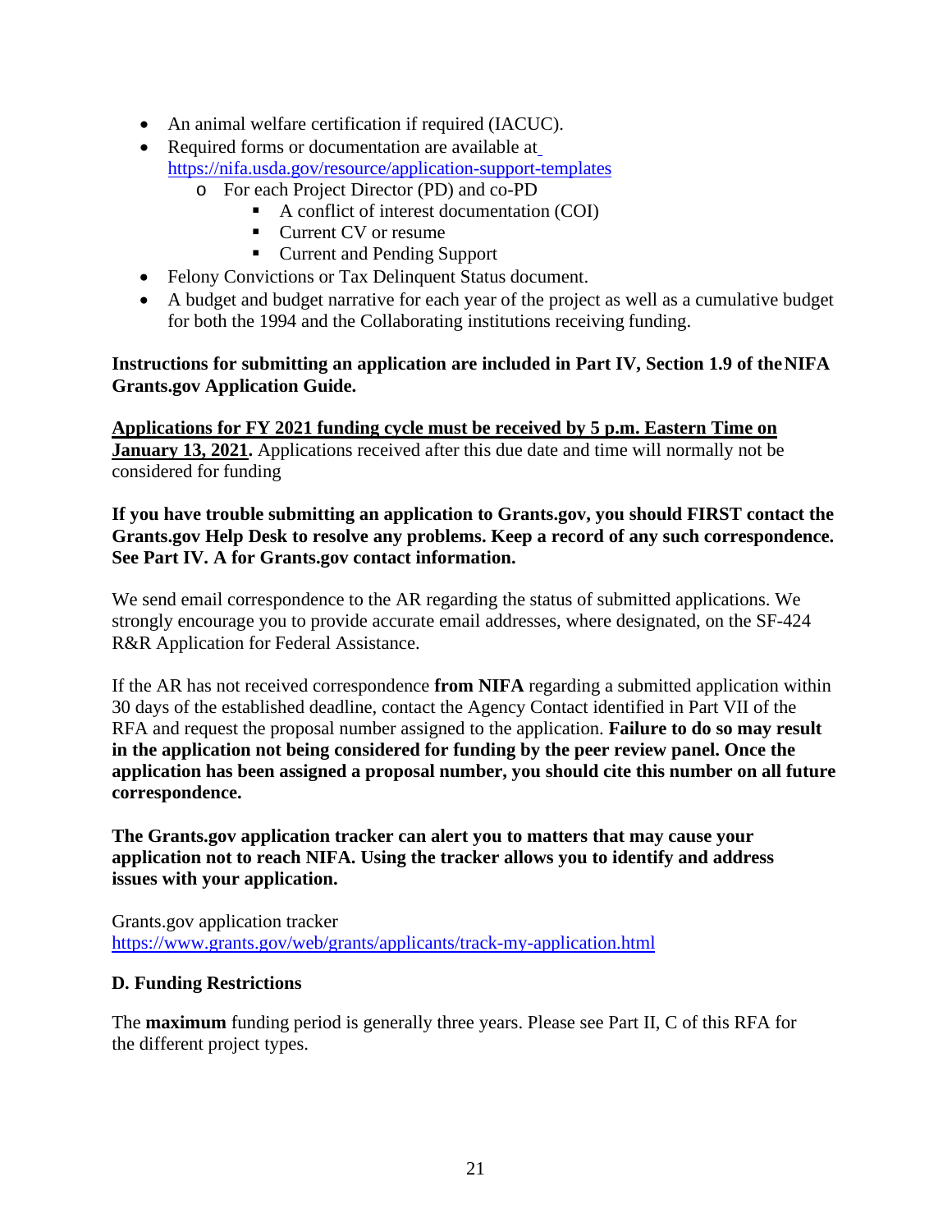- An animal welfare certification if required (IACUC).
- Required forms or documentation are available at https://nifa.usda.gov/resource/application-support-templates
  - For each Project Director (PD) and co-PD
    - A conflict of interest documentation (COI)
    - Current CV or resume
    - Current and Pending Support
- Felony Convictions or Tax Delinquent Status document.
- A budget and budget narrative for each year of the project as well as a cumulative budget for both the 1994 and the Collaborating institutions receiving funding.

**Instructions for submitting an application are included in Part IV, Section 1.9 of the NIFA Grants.gov Application Guide.**

**Applications for FY 2021 funding cycle must be received by 5 p.m. Eastern Time on January 13, 2021.** Applications received after this due date and time will normally not be considered for funding

**If you have trouble submitting an application to Grants.gov, you should FIRST contact the Grants.gov Help Desk to resolve any problems. Keep a record of any such correspondence. See Part IV. A for Grants.gov contact information.**

We send email correspondence to the AR regarding the status of submitted applications. We strongly encourage you to provide accurate email addresses, where designated, on the SF-424 R&R Application for Federal Assistance.

If the AR has not received correspondence **from NIFA** regarding a submitted application within 30 days of the established deadline, contact the Agency Contact identified in Part VII of the RFA and request the proposal number assigned to the application. **Failure to do so may result in the application not being considered for funding by the peer review panel. Once the application has been assigned a proposal number, you should cite this number on all future correspondence.**

**The Grants.gov application tracker can alert you to matters that may cause your application not to reach NIFA. Using the tracker allows you to identify and address issues with your application.**

Grants.gov application tracker
https://www.grants.gov/web/grants/applicants/track-my-application.html

### D. Funding Restrictions

The **maximum** funding period is generally three years. Please see Part II, C of this RFA for the different project types.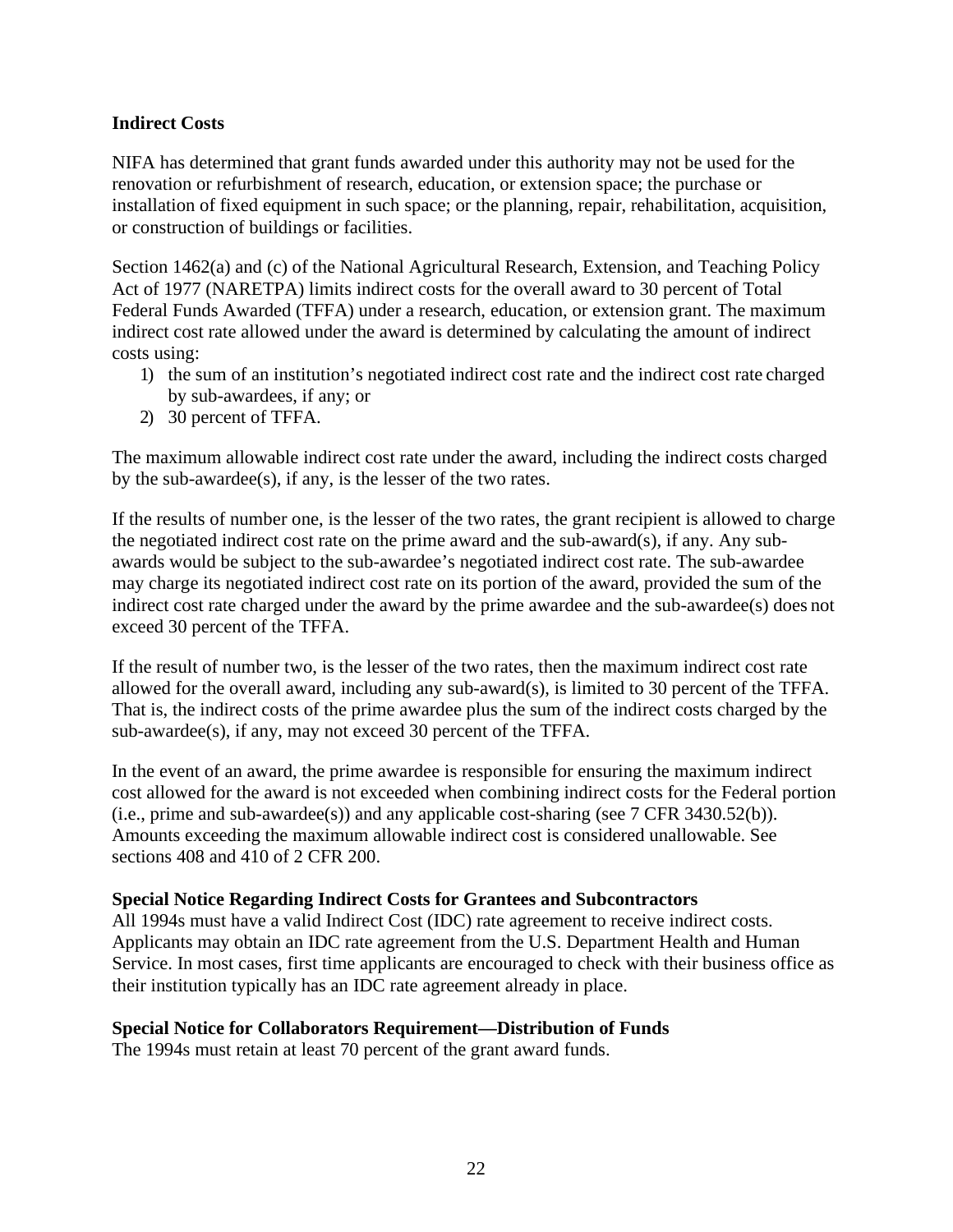**Indirect Costs**

NIFA has determined that grant funds awarded under this authority may not be used for the renovation or refurbishment of research, education, or extension space; the purchase or installation of fixed equipment in such space; or the planning, repair, rehabilitation, acquisition, or construction of buildings or facilities.

Section 1462(a) and (c) of the National Agricultural Research, Extension, and Teaching Policy Act of 1977 (NARETPA) limits indirect costs for the overall award to 30 percent of Total Federal Funds Awarded (TFFA) under a research, education, or extension grant. The maximum indirect cost rate allowed under the award is determined by calculating the amount of indirect costs using:

1) the sum of an institution's negotiated indirect cost rate and the indirect cost rate charged by sub-awardees, if any; or
2) 30 percent of TFFA.

The maximum allowable indirect cost rate under the award, including the indirect costs charged by the sub-awardee(s), if any, is the lesser of the two rates.

If the results of number one, is the lesser of the two rates, the grant recipient is allowed to charge the negotiated indirect cost rate on the prime award and the sub-award(s), if any. Any sub-awards would be subject to the sub-awardee's negotiated indirect cost rate. The sub-awardee may charge its negotiated indirect cost rate on its portion of the award, provided the sum of the indirect cost rate charged under the award by the prime awardee and the sub-awardee(s) does not exceed 30 percent of the TFFA.

If the result of number two, is the lesser of the two rates, then the maximum indirect cost rate allowed for the overall award, including any sub-award(s), is limited to 30 percent of the TFFA. That is, the indirect costs of the prime awardee plus the sum of the indirect costs charged by the sub-awardee(s), if any, may not exceed 30 percent of the TFFA.

In the event of an award, the prime awardee is responsible for ensuring the maximum indirect cost allowed for the award is not exceeded when combining indirect costs for the Federal portion (i.e., prime and sub-awardee(s)) and any applicable cost-sharing (see 7 CFR 3430.52(b)). Amounts exceeding the maximum allowable indirect cost is considered unallowable. See sections 408 and 410 of 2 CFR 200.

**Special Notice Regarding Indirect Costs for Grantees and Subcontractors**
All 1994s must have a valid Indirect Cost (IDC) rate agreement to receive indirect costs. Applicants may obtain an IDC rate agreement from the U.S. Department Health and Human Service. In most cases, first time applicants are encouraged to check with their business office as their institution typically has an IDC rate agreement already in place.

**Special Notice for Collaborators Requirement—Distribution of Funds**
The 1994s must retain at least 70 percent of the grant award funds.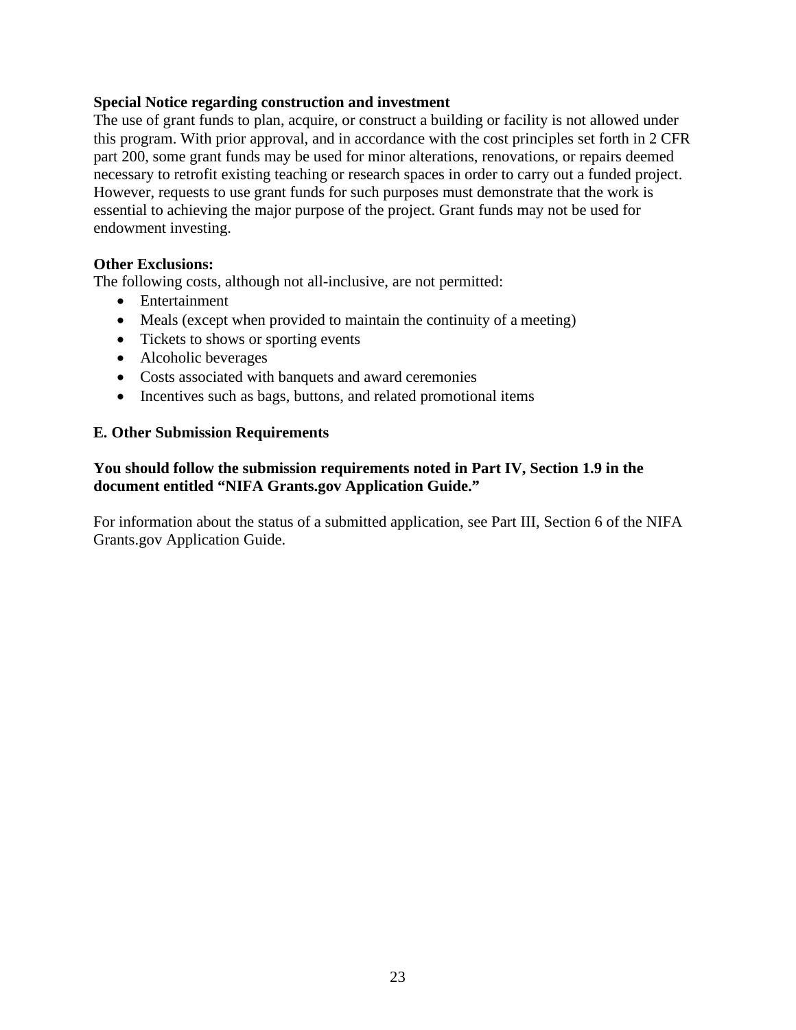**Special Notice regarding construction and investment**

The use of grant funds to plan, acquire, or construct a building or facility is not allowed under this program. With prior approval, and in accordance with the cost principles set forth in 2 CFR part 200, some grant funds may be used for minor alterations, renovations, or repairs deemed necessary to retrofit existing teaching or research spaces in order to carry out a funded project. However, requests to use grant funds for such purposes must demonstrate that the work is essential to achieving the major purpose of the project. Grant funds may not be used for endowment investing.

**Other Exclusions:**

The following costs, although not all-inclusive, are not permitted:

- Entertainment
- Meals (except when provided to maintain the continuity of a meeting)
- Tickets to shows or sporting events
- Alcoholic beverages
- Costs associated with banquets and award ceremonies
- Incentives such as bags, buttons, and related promotional items

### E. Other Submission Requirements

**You should follow the submission requirements noted in Part IV, Section 1.9 in the document entitled "NIFA Grants.gov Application Guide."**

For information about the status of a submitted application, see Part III, Section 6 of the NIFA Grants.gov Application Guide.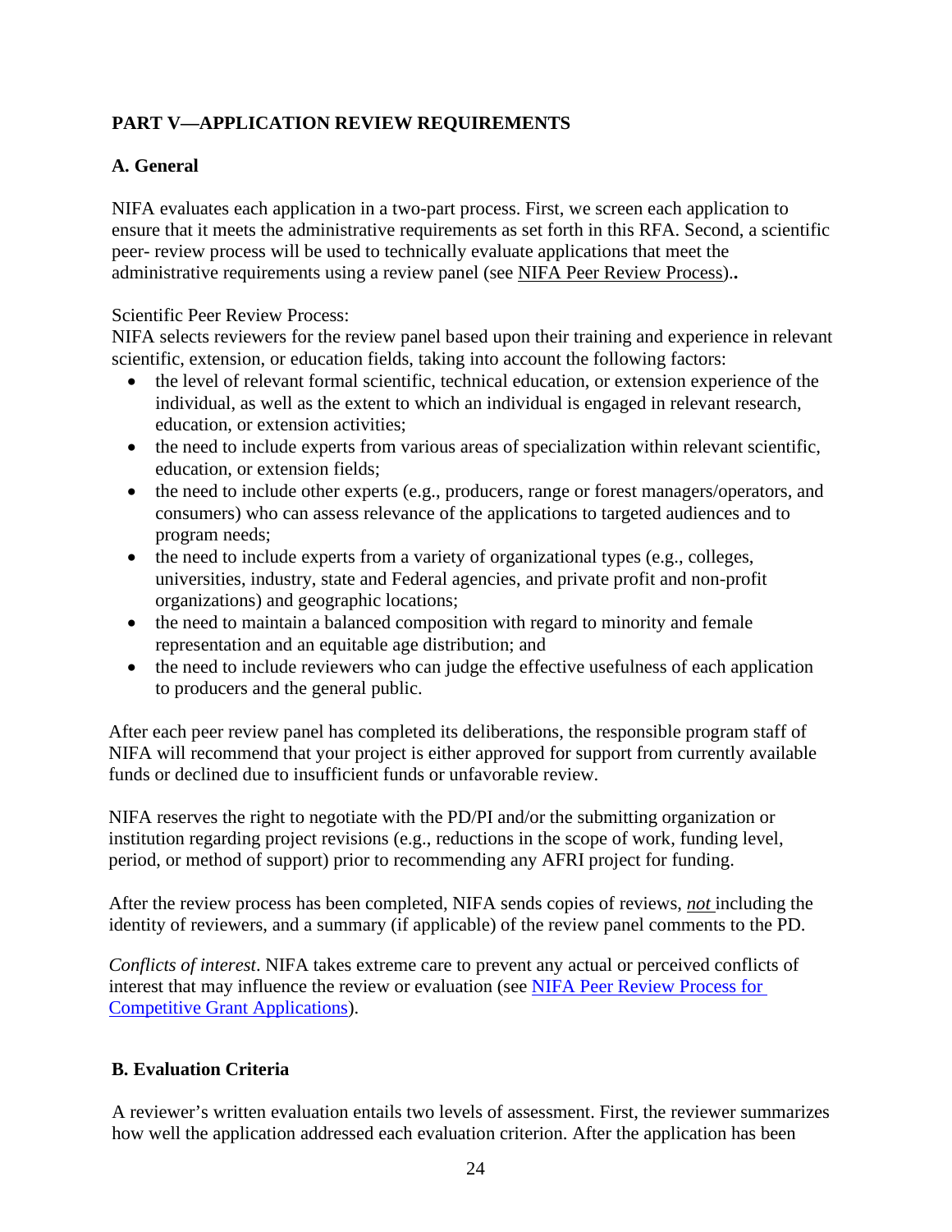## PART V—APPLICATION REVIEW REQUIREMENTS

### A. General

NIFA evaluates each application in a two-part process. First, we screen each application to ensure that it meets the administrative requirements as set forth in this RFA. Second, a scientific peer- review process will be used to technically evaluate applications that meet the administrative requirements using a review panel (see NIFA Peer Review Process)..

Scientific Peer Review Process:
NIFA selects reviewers for the review panel based upon their training and experience in relevant scientific, extension, or education fields, taking into account the following factors:

- the level of relevant formal scientific, technical education, or extension experience of the individual, as well as the extent to which an individual is engaged in relevant research, education, or extension activities;
- the need to include experts from various areas of specialization within relevant scientific, education, or extension fields;
- the need to include other experts (e.g., producers, range or forest managers/operators, and consumers) who can assess relevance of the applications to targeted audiences and to program needs;
- the need to include experts from a variety of organizational types (e.g., colleges, universities, industry, state and Federal agencies, and private profit and non-profit organizations) and geographic locations;
- the need to maintain a balanced composition with regard to minority and female representation and an equitable age distribution; and
- the need to include reviewers who can judge the effective usefulness of each application to producers and the general public.

After each peer review panel has completed its deliberations, the responsible program staff of NIFA will recommend that your project is either approved for support from currently available funds or declined due to insufficient funds or unfavorable review.

NIFA reserves the right to negotiate with the PD/PI and/or the submitting organization or institution regarding project revisions (e.g., reductions in the scope of work, funding level, period, or method of support) prior to recommending any AFRI project for funding.

After the review process has been completed, NIFA sends copies of reviews, ***not*** including the identity of reviewers, and a summary (if applicable) of the review panel comments to the PD.

*Conflicts of interest*. NIFA takes extreme care to prevent any actual or perceived conflicts of interest that may influence the review or evaluation (see NIFA Peer Review Process for Competitive Grant Applications).

### B. Evaluation Criteria

A reviewer's written evaluation entails two levels of assessment. First, the reviewer summarizes how well the application addressed each evaluation criterion. After the application has been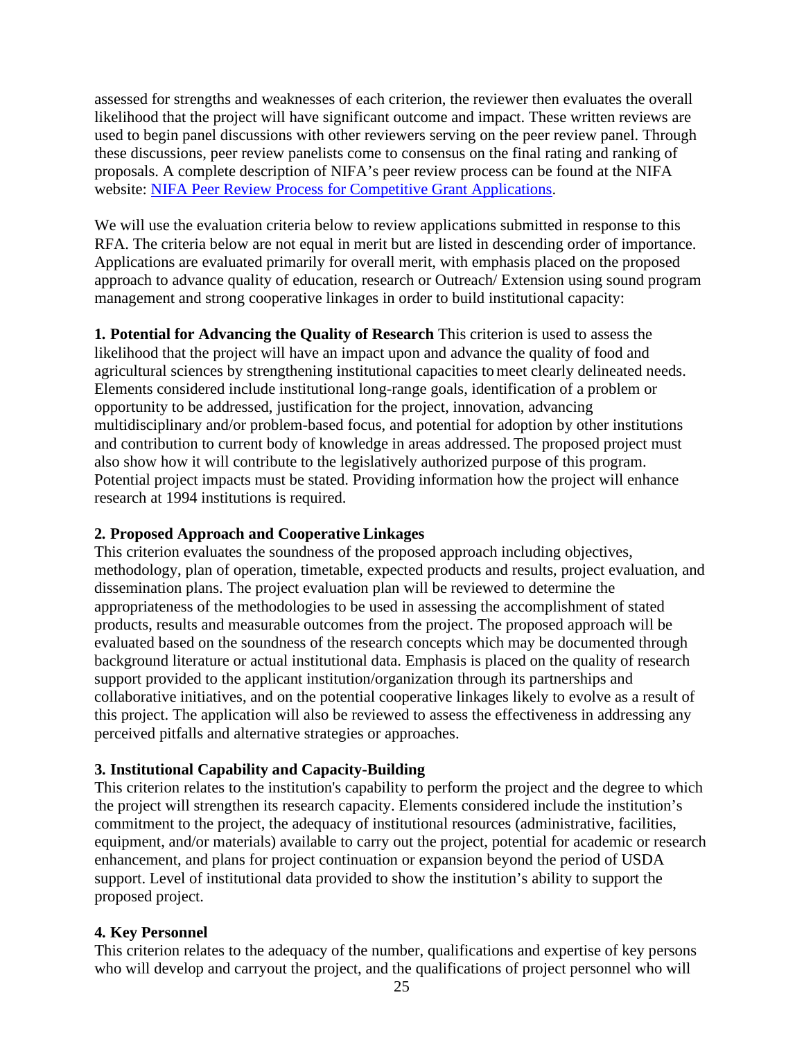assessed for strengths and weaknesses of each criterion, the reviewer then evaluates the overall likelihood that the project will have significant outcome and impact. These written reviews are used to begin panel discussions with other reviewers serving on the peer review panel. Through these discussions, peer review panelists come to consensus on the final rating and ranking of proposals. A complete description of NIFA's peer review process can be found at the NIFA website: [NIFA Peer Review Process for Competitive Grant Applications](#).

We will use the evaluation criteria below to review applications submitted in response to this RFA. The criteria below are not equal in merit but are listed in descending order of importance. Applications are evaluated primarily for overall merit, with emphasis placed on the proposed approach to advance quality of education, research or Outreach/ Extension using sound program management and strong cooperative linkages in order to build institutional capacity:

**1. Potential for Advancing the Quality of Research** This criterion is used to assess the likelihood that the project will have an impact upon and advance the quality of food and agricultural sciences by strengthening institutional capacities to meet clearly delineated needs. Elements considered include institutional long-range goals, identification of a problem or opportunity to be addressed, justification for the project, innovation, advancing multidisciplinary and/or problem-based focus, and potential for adoption by other institutions and contribution to current body of knowledge in areas addressed. The proposed project must also show how it will contribute to the legislatively authorized purpose of this program. Potential project impacts must be stated. Providing information how the project will enhance research at 1994 institutions is required.

**2. Proposed Approach and Cooperative Linkages**
This criterion evaluates the soundness of the proposed approach including objectives, methodology, plan of operation, timetable, expected products and results, project evaluation, and dissemination plans. The project evaluation plan will be reviewed to determine the appropriateness of the methodologies to be used in assessing the accomplishment of stated products, results and measurable outcomes from the project. The proposed approach will be evaluated based on the soundness of the research concepts which may be documented through background literature or actual institutional data. Emphasis is placed on the quality of research support provided to the applicant institution/organization through its partnerships and collaborative initiatives, and on the potential cooperative linkages likely to evolve as a result of this project. The application will also be reviewed to assess the effectiveness in addressing any perceived pitfalls and alternative strategies or approaches.

**3. Institutional Capability and Capacity-Building**
This criterion relates to the institution's capability to perform the project and the degree to which the project will strengthen its research capacity. Elements considered include the institution's commitment to the project, the adequacy of institutional resources (administrative, facilities, equipment, and/or materials) available to carry out the project, potential for academic or research enhancement, and plans for project continuation or expansion beyond the period of USDA support. Level of institutional data provided to show the institution's ability to support the proposed project.

**4. Key Personnel**
This criterion relates to the adequacy of the number, qualifications and expertise of key persons who will develop and carryout the project, and the qualifications of project personnel who will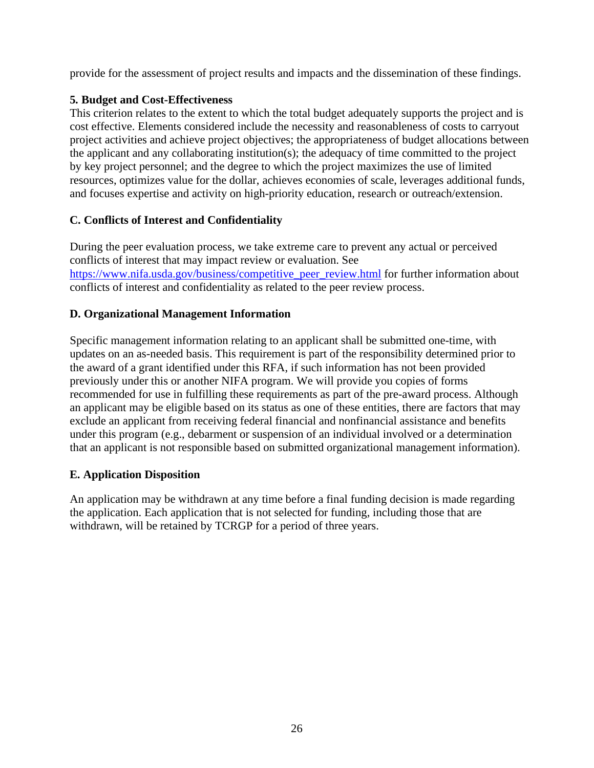provide for the assessment of project results and impacts and the dissemination of these findings.

**5. Budget and Cost-Effectiveness**

This criterion relates to the extent to which the total budget adequately supports the project and is cost effective. Elements considered include the necessity and reasonableness of costs to carryout project activities and achieve project objectives; the appropriateness of budget allocations between the applicant and any collaborating institution(s); the adequacy of time committed to the project by key project personnel; and the degree to which the project maximizes the use of limited resources, optimizes value for the dollar, achieves economies of scale, leverages additional funds, and focuses expertise and activity on high-priority education, research or outreach/extension.

### C. Conflicts of Interest and Confidentiality

During the peer evaluation process, we take extreme care to prevent any actual or perceived conflicts of interest that may impact review or evaluation. See https://www.nifa.usda.gov/business/competitive_peer_review.html for further information about conflicts of interest and confidentiality as related to the peer review process.

### D. Organizational Management Information

Specific management information relating to an applicant shall be submitted one-time, with updates on an as-needed basis. This requirement is part of the responsibility determined prior to the award of a grant identified under this RFA, if such information has not been provided previously under this or another NIFA program. We will provide you copies of forms recommended for use in fulfilling these requirements as part of the pre-award process. Although an applicant may be eligible based on its status as one of these entities, there are factors that may exclude an applicant from receiving federal financial and nonfinancial assistance and benefits under this program (e.g., debarment or suspension of an individual involved or a determination that an applicant is not responsible based on submitted organizational management information).

### E. Application Disposition

An application may be withdrawn at any time before a final funding decision is made regarding the application. Each application that is not selected for funding, including those that are withdrawn, will be retained by TCRGP for a period of three years.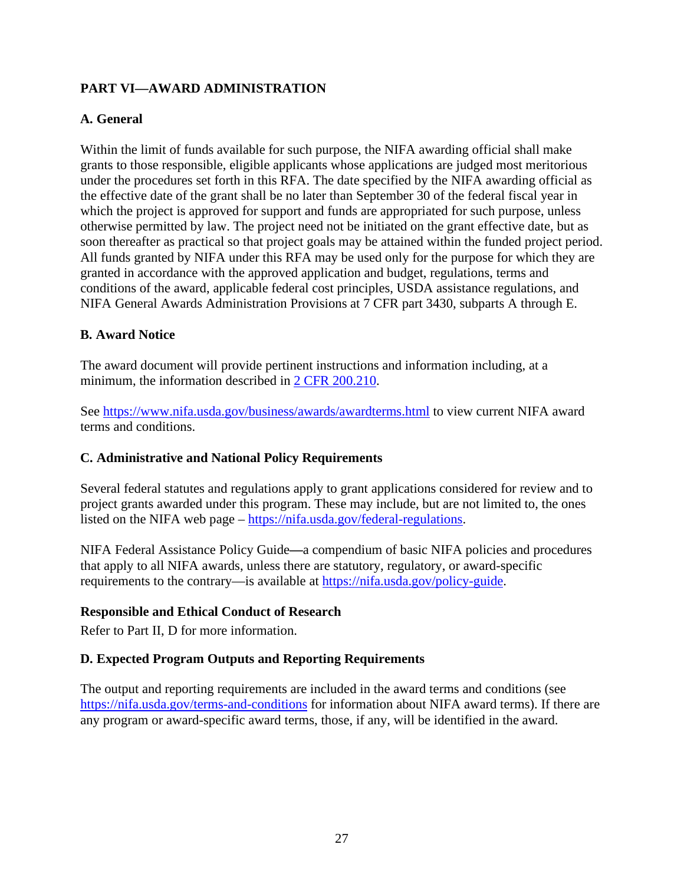## PART VI—AWARD ADMINISTRATION

### A. General

Within the limit of funds available for such purpose, the NIFA awarding official shall make grants to those responsible, eligible applicants whose applications are judged most meritorious under the procedures set forth in this RFA. The date specified by the NIFA awarding official as the effective date of the grant shall be no later than September 30 of the federal fiscal year in which the project is approved for support and funds are appropriated for such purpose, unless otherwise permitted by law. The project need not be initiated on the grant effective date, but as soon thereafter as practical so that project goals may be attained within the funded project period. All funds granted by NIFA under this RFA may be used only for the purpose for which they are granted in accordance with the approved application and budget, regulations, terms and conditions of the award, applicable federal cost principles, USDA assistance regulations, and NIFA General Awards Administration Provisions at 7 CFR part 3430, subparts A through E.

### B. Award Notice

The award document will provide pertinent instructions and information including, at a minimum, the information described in [2 CFR 200.210](#).

See [https://www.nifa.usda.gov/business/awards/awardterms.html](https://www.nifa.usda.gov/business/awards/awardterms.html) to view current NIFA award terms and conditions.

### C. Administrative and National Policy Requirements

Several federal statutes and regulations apply to grant applications considered for review and to project grants awarded under this program. These may include, but are not limited to, the ones listed on the NIFA web page – [https://nifa.usda.gov/federal-regulations](https://nifa.usda.gov/federal-regulations).

NIFA Federal Assistance Policy Guide—a compendium of basic NIFA policies and procedures that apply to all NIFA awards, unless there are statutory, regulatory, or award-specific requirements to the contrary—is available at [https://nifa.usda.gov/policy-guide](https://nifa.usda.gov/policy-guide).

#### Responsible and Ethical Conduct of Research

Refer to Part II, D for more information.

### D. Expected Program Outputs and Reporting Requirements

The output and reporting requirements are included in the award terms and conditions (see [https://nifa.usda.gov/terms-and-conditions](https://nifa.usda.gov/terms-and-conditions) for information about NIFA award terms). If there are any program or award-specific award terms, those, if any, will be identified in the award.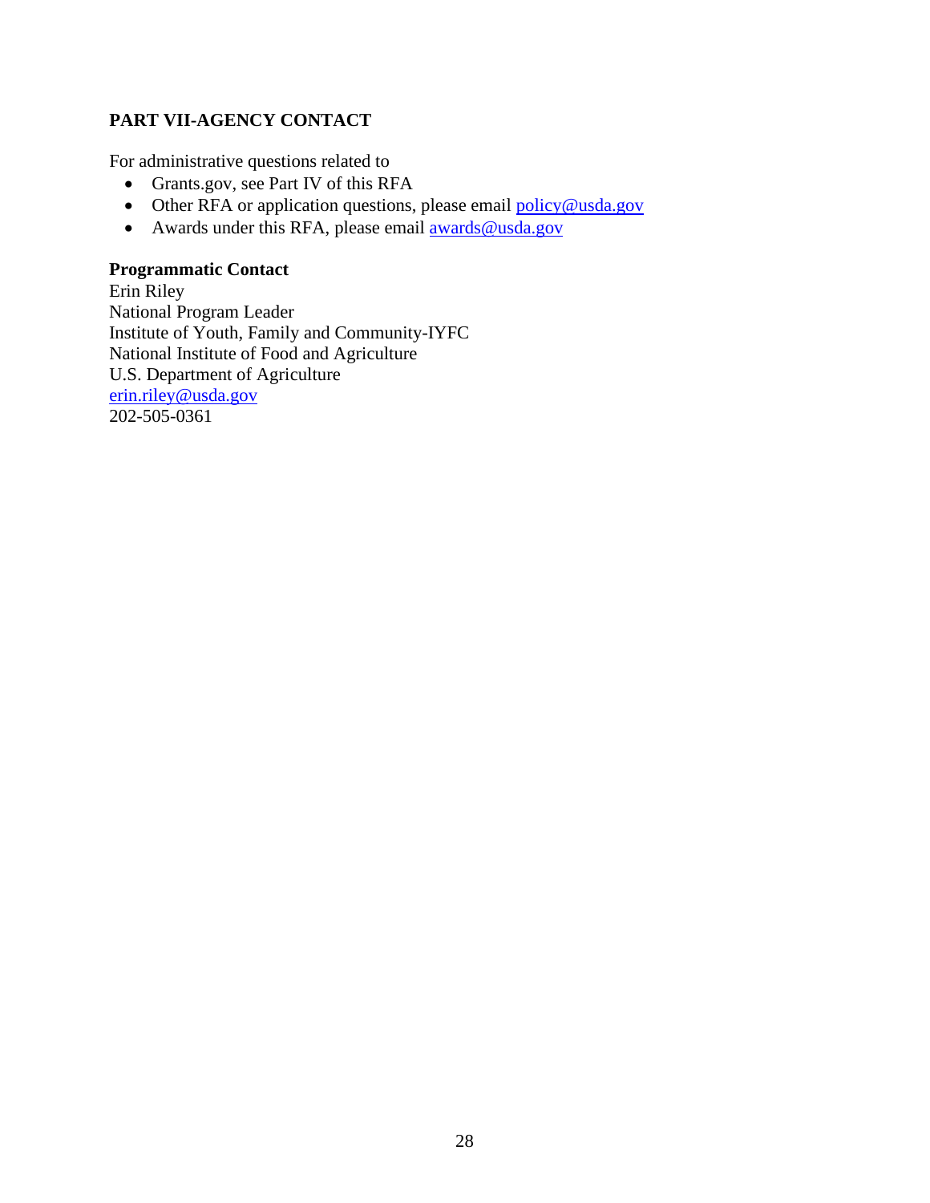## PART VII-AGENCY CONTACT

For administrative questions related to

- Grants.gov, see Part IV of this RFA
- Other RFA or application questions, please email policy@usda.gov
- Awards under this RFA, please email awards@usda.gov

**Programmatic Contact**

Erin Riley
National Program Leader
Institute of Youth, Family and Community-IYFC
National Institute of Food and Agriculture
U.S. Department of Agriculture
erin.riley@usda.gov
202-505-0361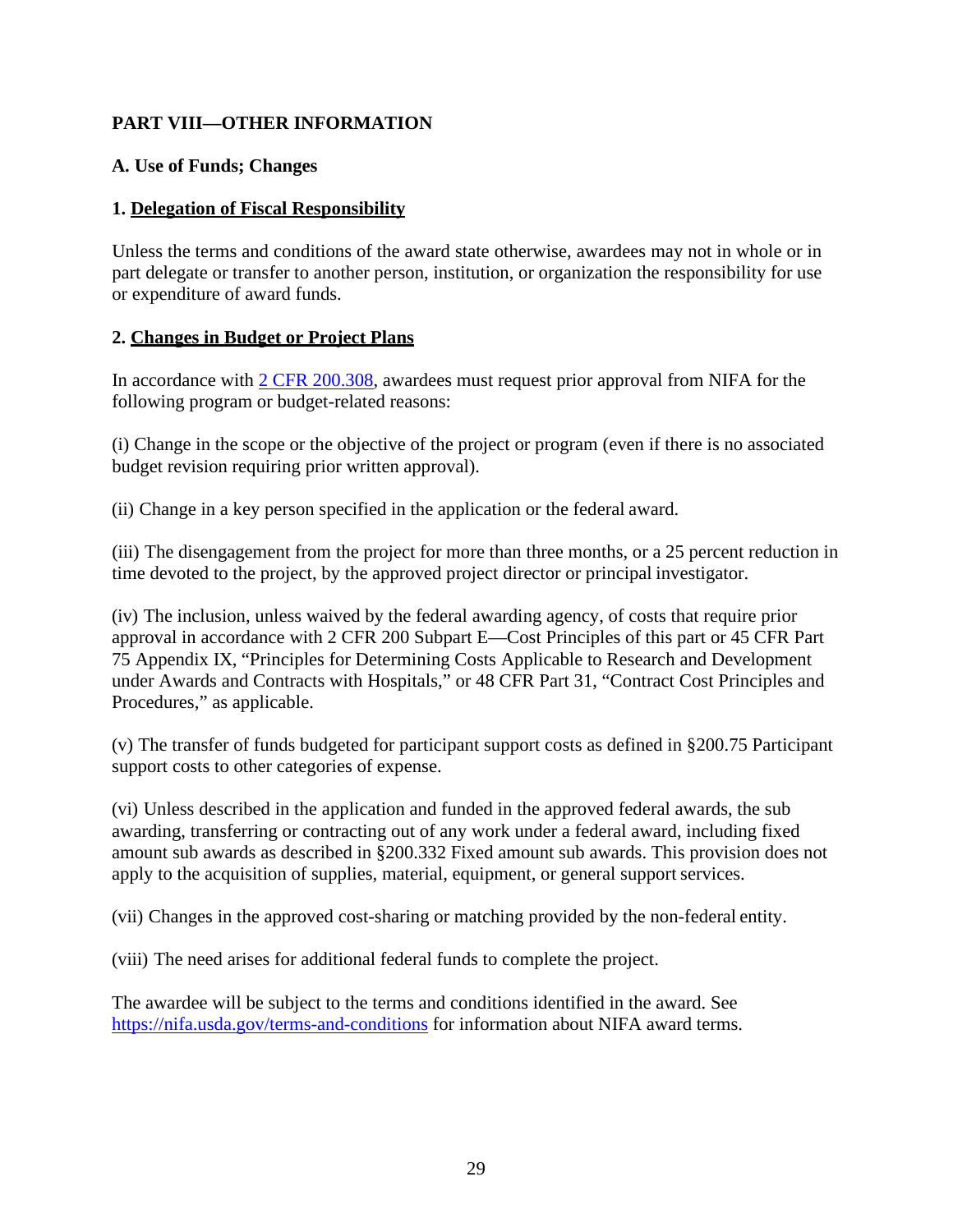## PART VIII—OTHER INFORMATION

### A. Use of Funds; Changes

#### 1. Delegation of Fiscal Responsibility

Unless the terms and conditions of the award state otherwise, awardees may not in whole or in part delegate or transfer to another person, institution, or organization the responsibility for use or expenditure of award funds.

#### 2. Changes in Budget or Project Plans

In accordance with [2 CFR 200.308](#), awardees must request prior approval from NIFA for the following program or budget-related reasons:

(i) Change in the scope or the objective of the project or program (even if there is no associated budget revision requiring prior written approval).

(ii) Change in a key person specified in the application or the federal award.

(iii) The disengagement from the project for more than three months, or a 25 percent reduction in time devoted to the project, by the approved project director or principal investigator.

(iv) The inclusion, unless waived by the federal awarding agency, of costs that require prior approval in accordance with 2 CFR 200 Subpart E—Cost Principles of this part or 45 CFR Part 75 Appendix IX, "Principles for Determining Costs Applicable to Research and Development under Awards and Contracts with Hospitals," or 48 CFR Part 31, "Contract Cost Principles and Procedures," as applicable.

(v) The transfer of funds budgeted for participant support costs as defined in §200.75 Participant support costs to other categories of expense.

(vi) Unless described in the application and funded in the approved federal awards, the sub awarding, transferring or contracting out of any work under a federal award, including fixed amount sub awards as described in §200.332 Fixed amount sub awards. This provision does not apply to the acquisition of supplies, material, equipment, or general support services.

(vii) Changes in the approved cost-sharing or matching provided by the non-federal entity.

(viii) The need arises for additional federal funds to complete the project.

The awardee will be subject to the terms and conditions identified in the award. See https://nifa.usda.gov/terms-and-conditions for information about NIFA award terms.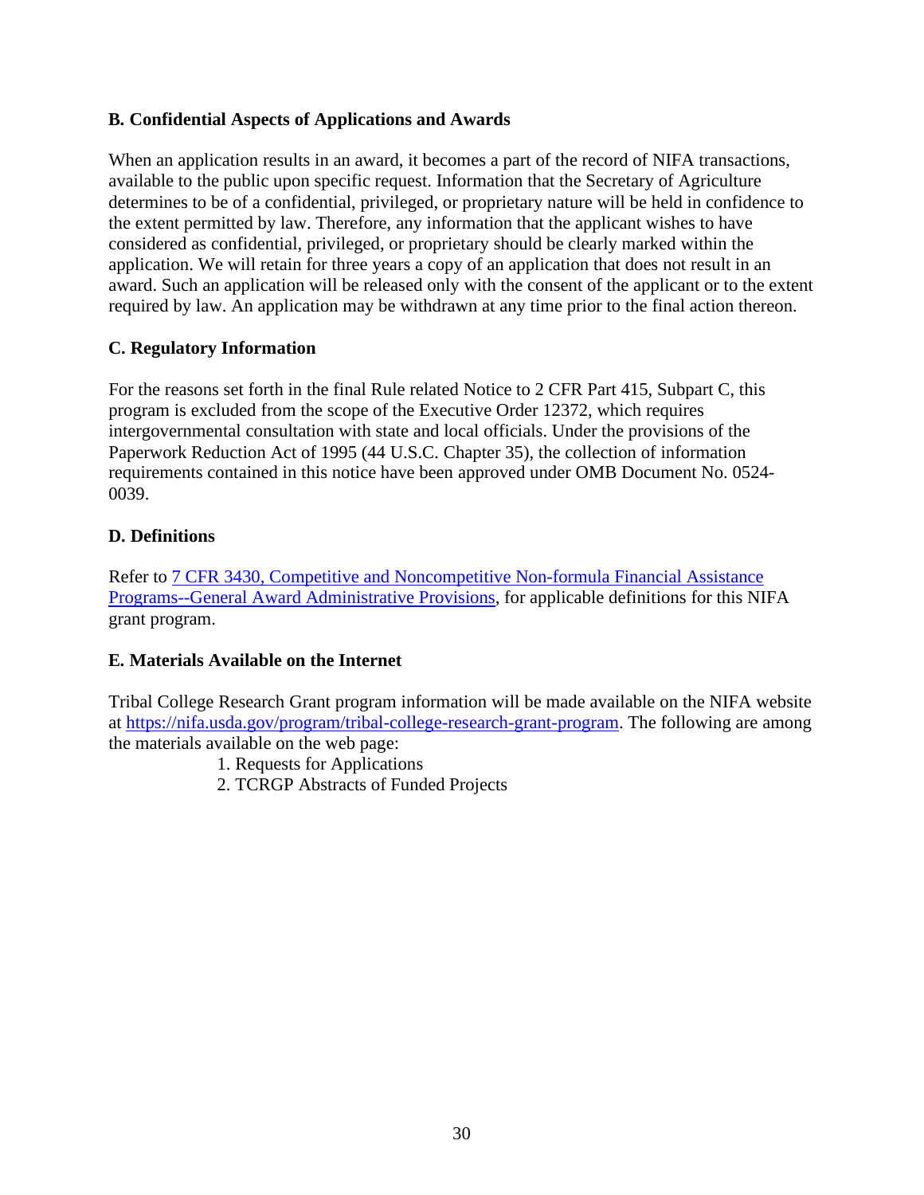### B. Confidential Aspects of Applications and Awards

When an application results in an award, it becomes a part of the record of NIFA transactions, available to the public upon specific request. Information that the Secretary of Agriculture determines to be of a confidential, privileged, or proprietary nature will be held in confidence to the extent permitted by law. Therefore, any information that the applicant wishes to have considered as confidential, privileged, or proprietary should be clearly marked within the application. We will retain for three years a copy of an application that does not result in an award. Such an application will be released only with the consent of the applicant or to the extent required by law. An application may be withdrawn at any time prior to the final action thereon.

### C. Regulatory Information

For the reasons set forth in the final Rule related Notice to 2 CFR Part 415, Subpart C, this program is excluded from the scope of the Executive Order 12372, which requires intergovernmental consultation with state and local officials. Under the provisions of the Paperwork Reduction Act of 1995 (44 U.S.C. Chapter 35), the collection of information requirements contained in this notice have been approved under OMB Document No. 0524-0039.

### D. Definitions

Refer to [7 CFR 3430, Competitive and Noncompetitive Non-formula Financial Assistance Programs--General Award Administrative Provisions](), for applicable definitions for this NIFA grant program.

### E. Materials Available on the Internet

Tribal College Research Grant program information will be made available on the NIFA website at [https://nifa.usda.gov/program/tribal-college-research-grant-program](https://nifa.usda.gov/program/tribal-college-research-grant-program). The following are among the materials available on the web page:

1. Requests for Applications
2. TCRGP Abstracts of Funded Projects